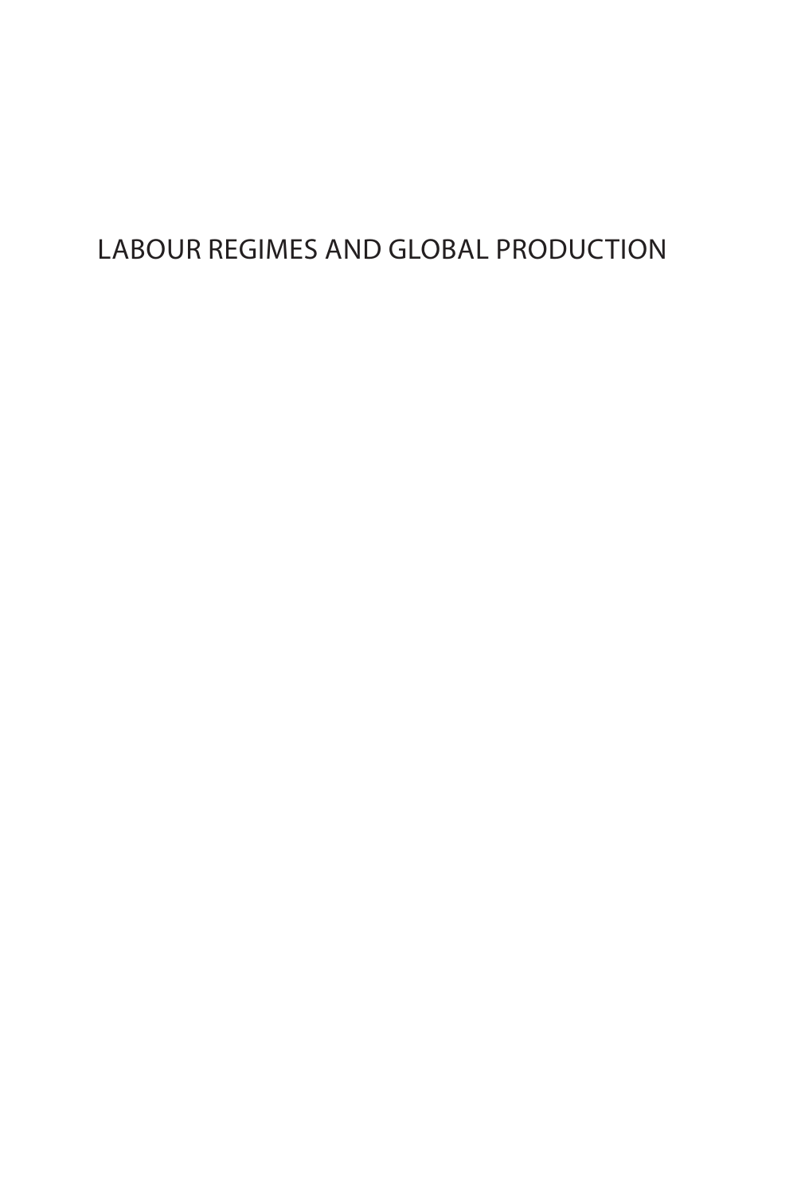# LABOUR REGIMES AND GLOBAL PRODUCTION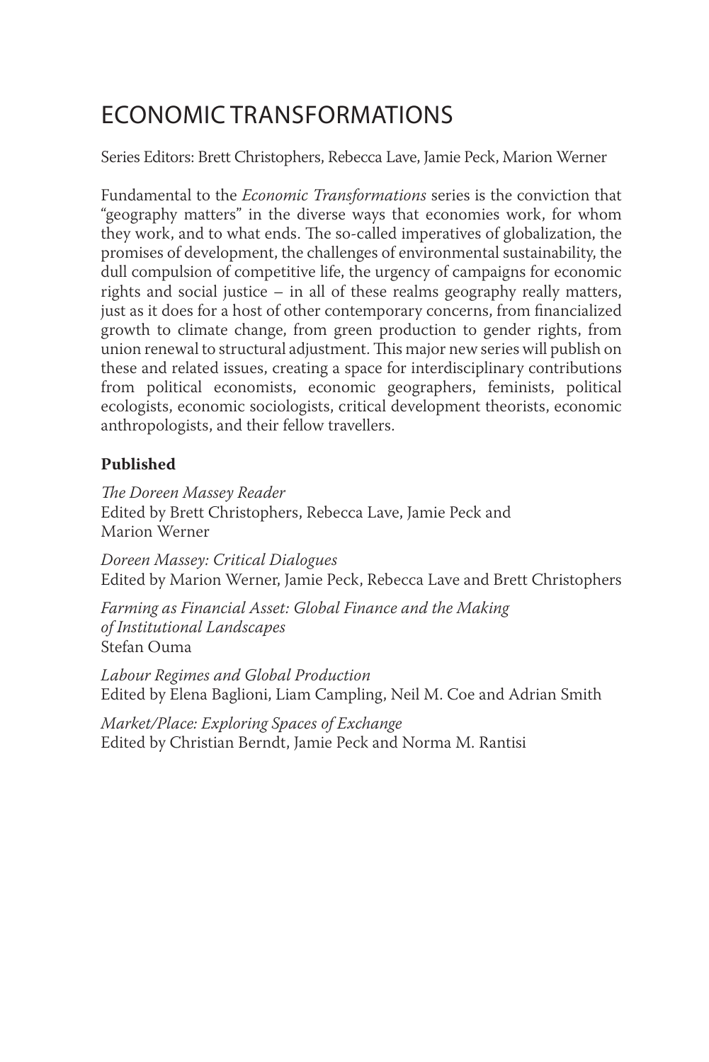# ECONOMIC TRANSFORMATIONS

Series Editors: Brett Christophers, Rebecca Lave, Jamie Peck, Marion Werner

Fundamental to the *Economic Transformations* series is the conviction that "geography matters" in the diverse ways that economies work, for whom they work, and to what ends. The so-called imperatives of globalization, the promises of development, the challenges of environmental sustainability, the dull compulsion of competitive life, the urgency of campaigns for economic rights and social justice – in all of these realms geography really matters, just as it does for a host of other contemporary concerns, from financialized growth to climate change, from green production to gender rights, from union renewal to structural adjustment. This major new series will publish on these and related issues, creating a space for interdisciplinary contributions from political economists, economic geographers, feminists, political ecologists, economic sociologists, critical development theorists, economic anthropologists, and their fellow travellers.

**Published**

*The Doreen Massey Reader*
Edited by Brett Christophers, Rebecca Lave, Jamie Peck and Marion Werner

*Doreen Massey: Critical Dialogues*
Edited by Marion Werner, Jamie Peck, Rebecca Lave and Brett Christophers

*Farming as Financial Asset: Global Finance and the Making of Institutional Landscapes*
Stefan Ouma

*Labour Regimes and Global Production*
Edited by Elena Baglioni, Liam Campling, Neil M. Coe and Adrian Smith

*Market/Place: Exploring Spaces of Exchange*
Edited by Christian Berndt, Jamie Peck and Norma M. Rantisi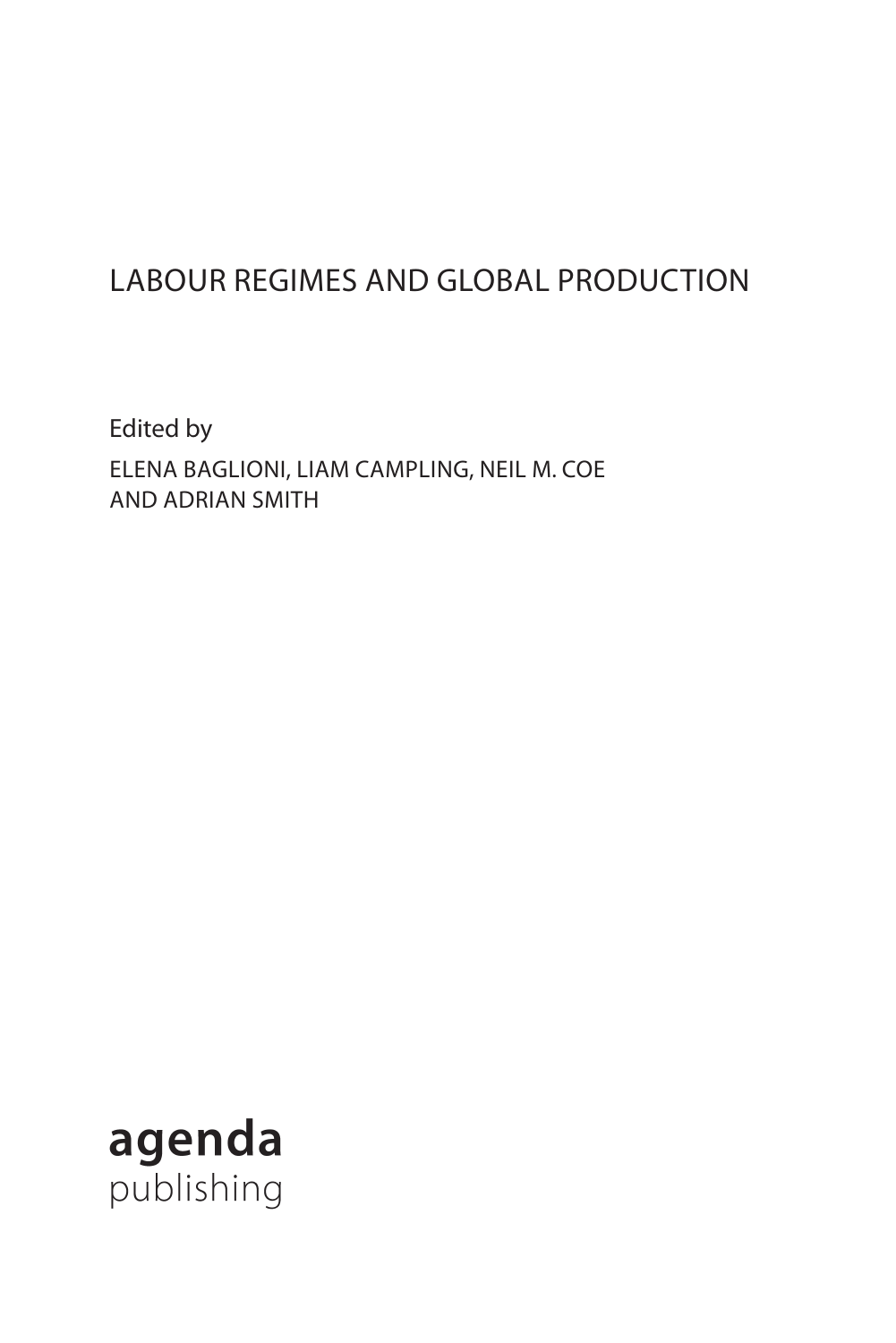# LABOUR REGIMES AND GLOBAL PRODUCTION

Edited by

ELENA BAGLIONI, LIAM CAMPLING, NEIL M. COE AND ADRIAN SMITH

**agenda**
publishing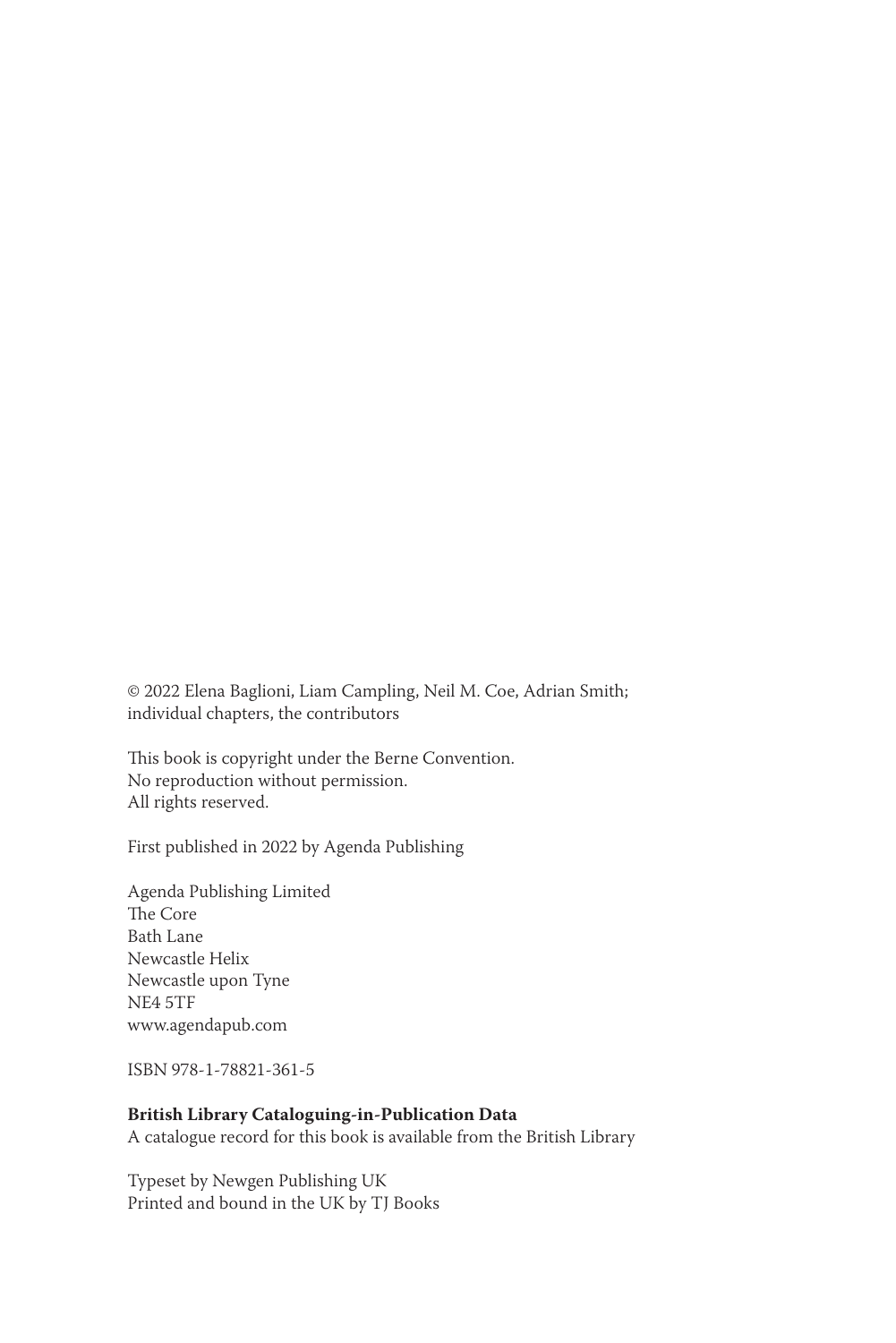© 2022 Elena Baglioni, Liam Campling, Neil M. Coe, Adrian Smith;
individual chapters, the contributors

This book is copyright under the Berne Convention.
No reproduction without permission.
All rights reserved.

First published in 2022 by Agenda Publishing

Agenda Publishing Limited
The Core
Bath Lane
Newcastle Helix
Newcastle upon Tyne
NE4 5TF
www.agendapub.com

ISBN 978-1-78821-361-5

**British Library Cataloguing-in-Publication Data**
A catalogue record for this book is available from the British Library

Typeset by Newgen Publishing UK
Printed and bound in the UK by TJ Books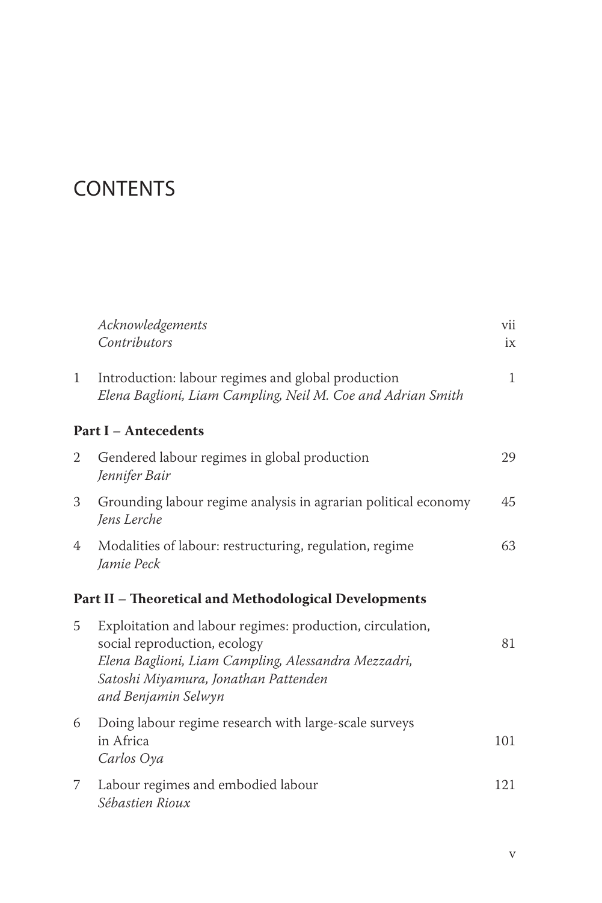# CONTENTS

| | | |
|---|---|---|
| | *Acknowledgements* | vii |
| | *Contributors* | ix |
| 1 | Introduction: labour regimes and global production<br>*Elena Baglioni, Liam Campling, Neil M. Coe and Adrian Smith* | 1 |

**Part I – Antecedents**

| | | |
|---|---|---|
| 2 | Gendered labour regimes in global production<br>*Jennifer Bair* | 29 |
| 3 | Grounding labour regime analysis in agrarian political economy<br>*Jens Lerche* | 45 |
| 4 | Modalities of labour: restructuring, regulation, regime<br>*Jamie Peck* | 63 |

**Part II – Theoretical and Methodological Developments**

| | | |
|---|---|---|
| 5 | Exploitation and labour regimes: production, circulation, social reproduction, ecology<br>*Elena Baglioni, Liam Campling, Alessandra Mezzadri, Satoshi Miyamura, Jonathan Pattenden and Benjamin Selwyn* | 81 |
| 6 | Doing labour regime research with large-scale surveys in Africa<br>*Carlos Oya* | 101 |
| 7 | Labour regimes and embodied labour<br>*Sébastien Rioux* | 121 |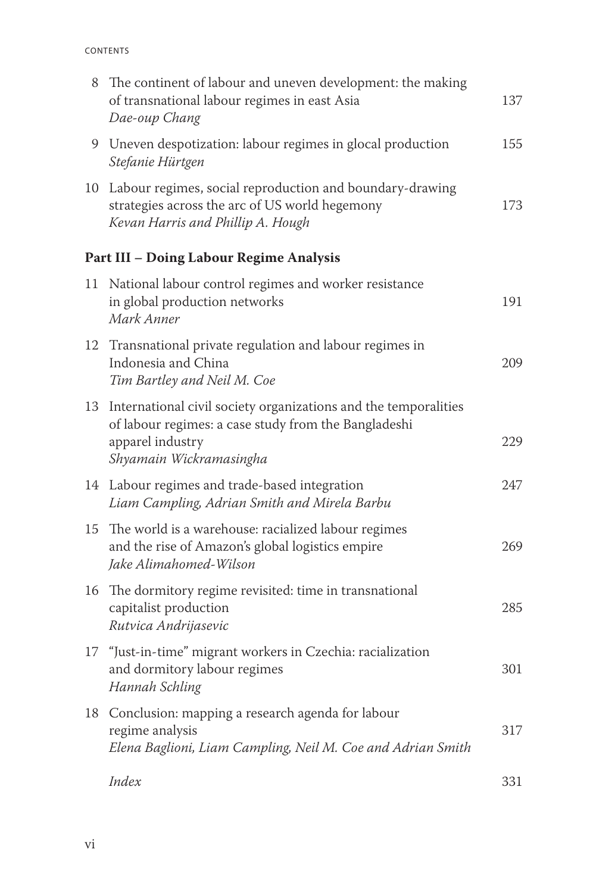| | | |
|---|---|---|
| 8 | The continent of labour and uneven development: the making of transnational labour regimes in east Asia<br>*Dae-oup Chang* | 137 |
| 9 | Uneven despotization: labour regimes in glocal production<br>*Stefanie Hürtgen* | 155 |
| 10 | Labour regimes, social reproduction and boundary-drawing strategies across the arc of US world hegemony<br>*Kevan Harris and Phillip A. Hough* | 173 |

**Part III – Doing Labour Regime Analysis**

| | | |
|---|---|---|
| 11 | National labour control regimes and worker resistance in global production networks<br>*Mark Anner* | 191 |
| 12 | Transnational private regulation and labour regimes in Indonesia and China<br>*Tim Bartley and Neil M. Coe* | 209 |
| 13 | International civil society organizations and the temporalities of labour regimes: a case study from the Bangladeshi apparel industry<br>*Shyamain Wickramasingha* | 229 |
| 14 | Labour regimes and trade-based integration<br>*Liam Campling, Adrian Smith and Mirela Barbu* | 247 |
| 15 | The world is a warehouse: racialized labour regimes and the rise of Amazon's global logistics empire<br>*Jake Alimahomed-Wilson* | 269 |
| 16 | The dormitory regime revisited: time in transnational capitalist production<br>*Rutvica Andrijasevic* | 285 |
| 17 | "Just-in-time" migrant workers in Czechia: racialization and dormitory labour regimes<br>*Hannah Schling* | 301 |
| 18 | Conclusion: mapping a research agenda for labour regime analysis<br>*Elena Baglioni, Liam Campling, Neil M. Coe and Adrian Smith* | 317 |
| | *Index* | 331 |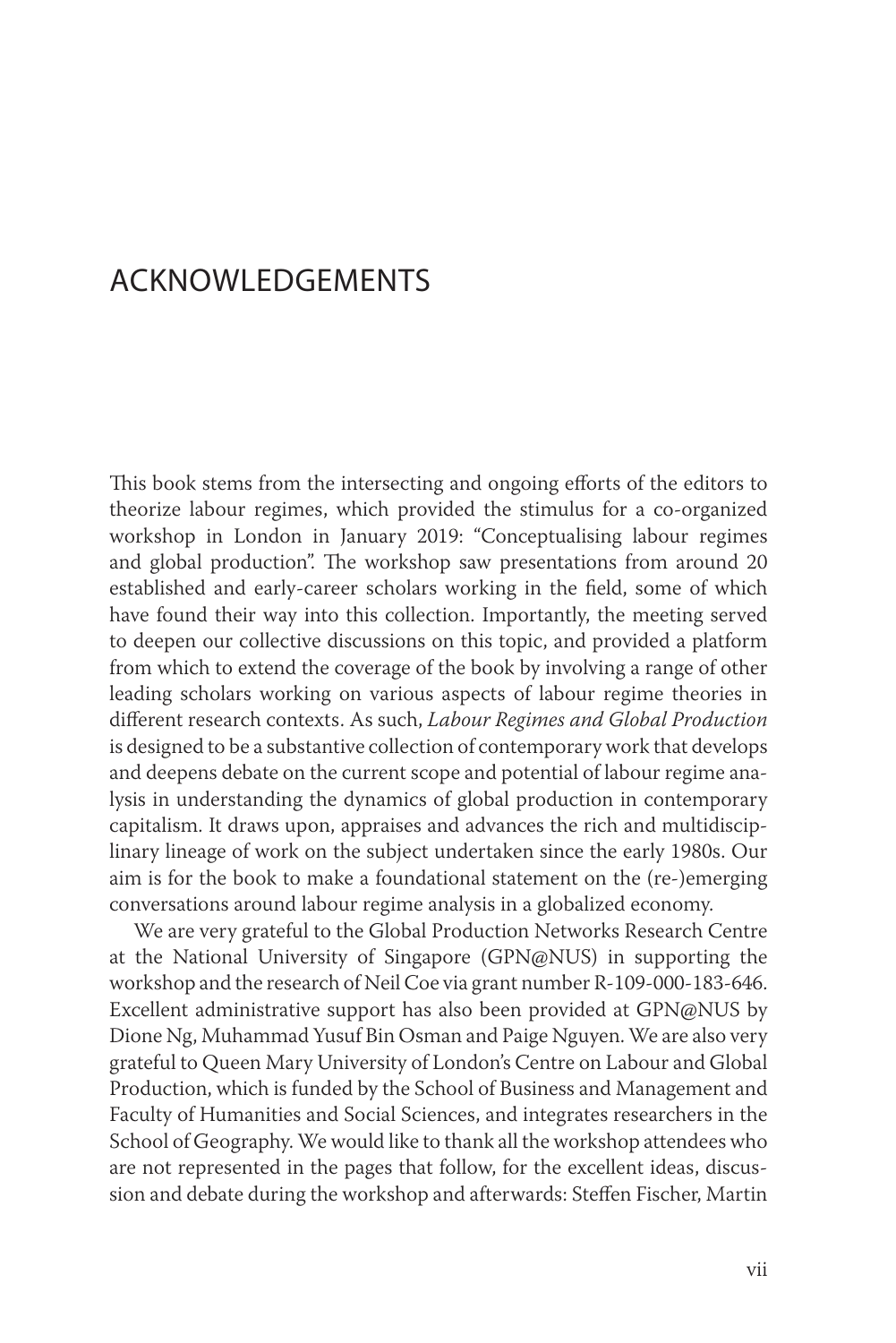# ACKNOWLEDGEMENTS

This book stems from the intersecting and ongoing efforts of the editors to theorize labour regimes, which provided the stimulus for a co-organized workshop in London in January 2019: "Conceptualising labour regimes and global production". The workshop saw presentations from around 20 established and early-career scholars working in the field, some of which have found their way into this collection. Importantly, the meeting served to deepen our collective discussions on this topic, and provided a platform from which to extend the coverage of the book by involving a range of other leading scholars working on various aspects of labour regime theories in different research contexts. As such, *Labour Regimes and Global Production* is designed to be a substantive collection of contemporary work that develops and deepens debate on the current scope and potential of labour regime analysis in understanding the dynamics of global production in contemporary capitalism. It draws upon, appraises and advances the rich and multidisciplinary lineage of work on the subject undertaken since the early 1980s. Our aim is for the book to make a foundational statement on the (re-)emerging conversations around labour regime analysis in a globalized economy.

We are very grateful to the Global Production Networks Research Centre at the National University of Singapore (GPN@NUS) in supporting the workshop and the research of Neil Coe via grant number R-109-000-183-646. Excellent administrative support has also been provided at GPN@NUS by Dione Ng, Muhammad Yusuf Bin Osman and Paige Nguyen. We are also very grateful to Queen Mary University of London's Centre on Labour and Global Production, which is funded by the School of Business and Management and Faculty of Humanities and Social Sciences, and integrates researchers in the School of Geography. We would like to thank all the workshop attendees who are not represented in the pages that follow, for the excellent ideas, discussion and debate during the workshop and afterwards: Steffen Fischer, Martin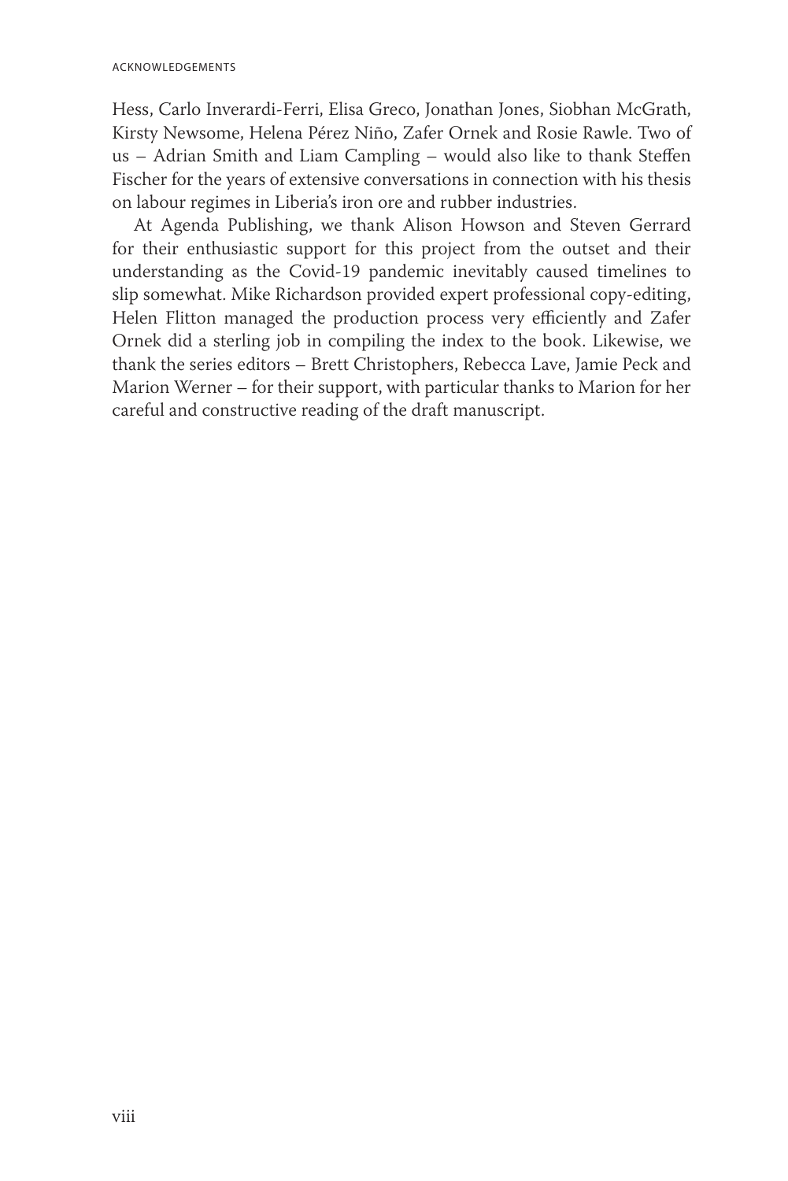Hess, Carlo Inverardi-Ferri, Elisa Greco, Jonathan Jones, Siobhan McGrath, Kirsty Newsome, Helena Pérez Niño, Zafer Ornek and Rosie Rawle. Two of us – Adrian Smith and Liam Campling – would also like to thank Steffen Fischer for the years of extensive conversations in connection with his thesis on labour regimes in Liberia's iron ore and rubber industries.

At Agenda Publishing, we thank Alison Howson and Steven Gerrard for their enthusiastic support for this project from the outset and their understanding as the Covid-19 pandemic inevitably caused timelines to slip somewhat. Mike Richardson provided expert professional copy-editing, Helen Flitton managed the production process very efficiently and Zafer Ornek did a sterling job in compiling the index to the book. Likewise, we thank the series editors – Brett Christophers, Rebecca Lave, Jamie Peck and Marion Werner – for their support, with particular thanks to Marion for her careful and constructive reading of the draft manuscript.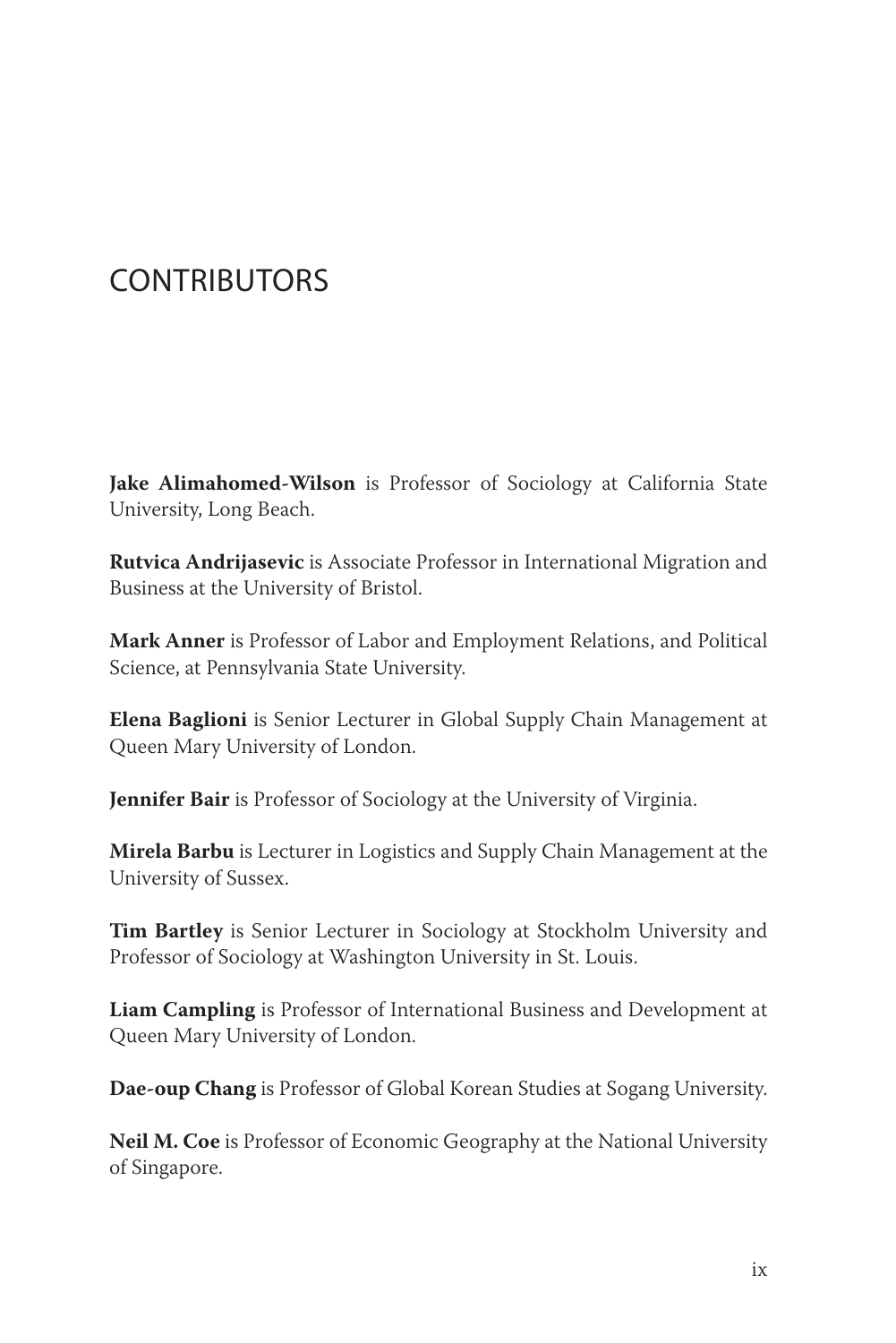# CONTRIBUTORS

**Jake Alimahomed-Wilson** is Professor of Sociology at California State University, Long Beach.

**Rutvica Andrijasevic** is Associate Professor in International Migration and Business at the University of Bristol.

**Mark Anner** is Professor of Labor and Employment Relations, and Political Science, at Pennsylvania State University.

**Elena Baglioni** is Senior Lecturer in Global Supply Chain Management at Queen Mary University of London.

**Jennifer Bair** is Professor of Sociology at the University of Virginia.

**Mirela Barbu** is Lecturer in Logistics and Supply Chain Management at the University of Sussex.

**Tim Bartley** is Senior Lecturer in Sociology at Stockholm University and Professor of Sociology at Washington University in St. Louis.

**Liam Campling** is Professor of International Business and Development at Queen Mary University of London.

**Dae-oup Chang** is Professor of Global Korean Studies at Sogang University.

**Neil M. Coe** is Professor of Economic Geography at the National University of Singapore.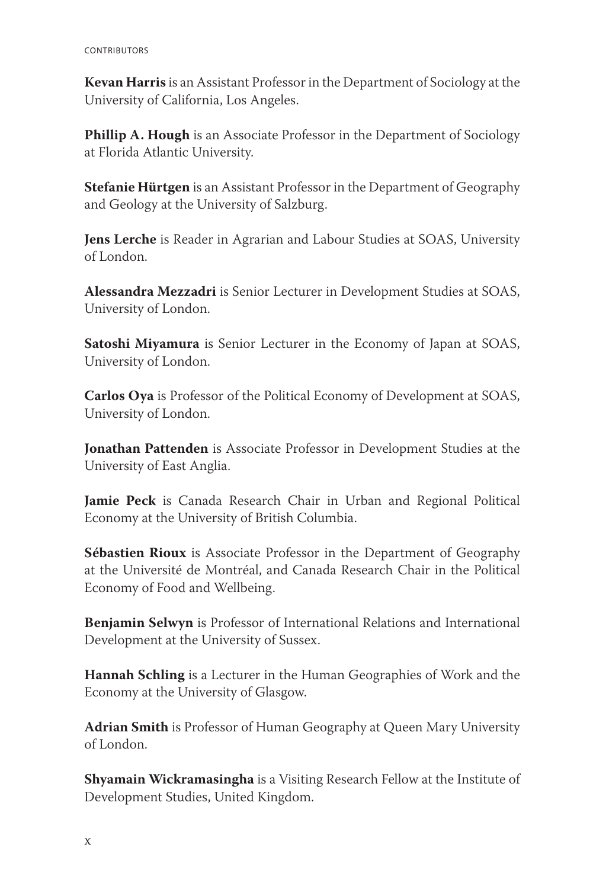**Kevan Harris** is an Assistant Professor in the Department of Sociology at the University of California, Los Angeles.

**Phillip A. Hough** is an Associate Professor in the Department of Sociology at Florida Atlantic University.

**Stefanie Hürtgen** is an Assistant Professor in the Department of Geography and Geology at the University of Salzburg.

**Jens Lerche** is Reader in Agrarian and Labour Studies at SOAS, University of London.

**Alessandra Mezzadri** is Senior Lecturer in Development Studies at SOAS, University of London.

**Satoshi Miyamura** is Senior Lecturer in the Economy of Japan at SOAS, University of London.

**Carlos Oya** is Professor of the Political Economy of Development at SOAS, University of London.

**Jonathan Pattenden** is Associate Professor in Development Studies at the University of East Anglia.

**Jamie Peck** is Canada Research Chair in Urban and Regional Political Economy at the University of British Columbia.

**Sébastien Rioux** is Associate Professor in the Department of Geography at the Université de Montréal, and Canada Research Chair in the Political Economy of Food and Wellbeing.

**Benjamin Selwyn** is Professor of International Relations and International Development at the University of Sussex.

**Hannah Schling** is a Lecturer in the Human Geographies of Work and the Economy at the University of Glasgow.

**Adrian Smith** is Professor of Human Geography at Queen Mary University of London.

**Shyamain Wickramasingha** is a Visiting Research Fellow at the Institute of Development Studies, United Kingdom.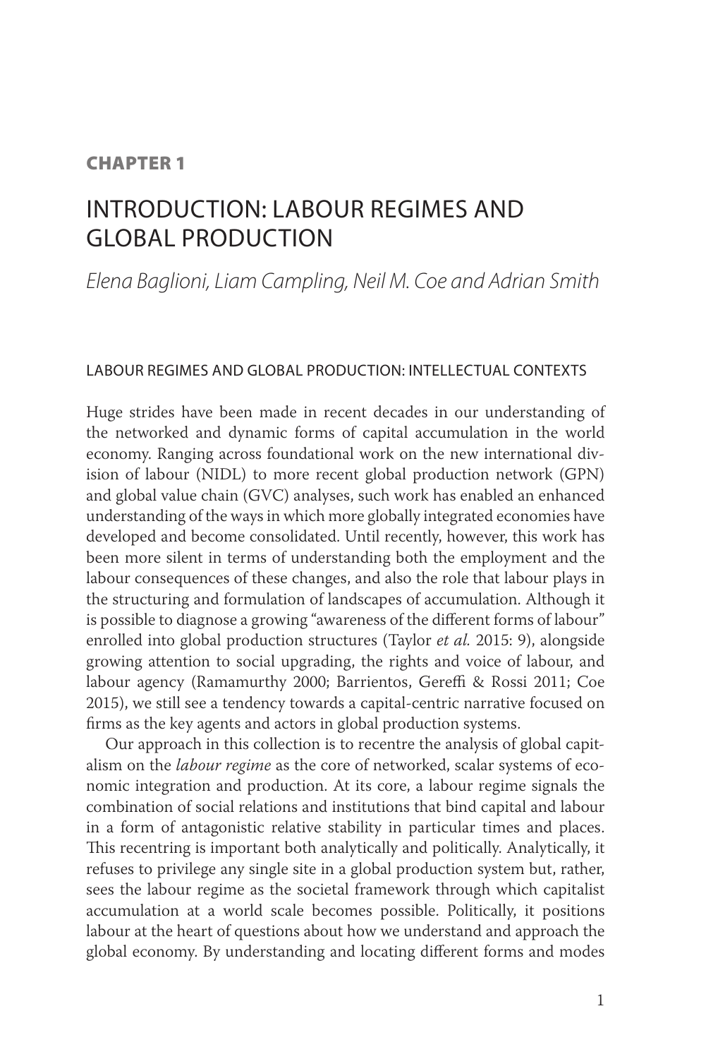**CHAPTER 1**

# INTRODUCTION: LABOUR REGIMES AND GLOBAL PRODUCTION

*Elena Baglioni, Liam Campling, Neil M. Coe and Adrian Smith*

## LABOUR REGIMES AND GLOBAL PRODUCTION: INTELLECTUAL CONTEXTS

Huge strides have been made in recent decades in our understanding of the networked and dynamic forms of capital accumulation in the world economy. Ranging across foundational work on the new international division of labour (NIDL) to more recent global production network (GPN) and global value chain (GVC) analyses, such work has enabled an enhanced understanding of the ways in which more globally integrated economies have developed and become consolidated. Until recently, however, this work has been more silent in terms of understanding both the employment and the labour consequences of these changes, and also the role that labour plays in the structuring and formulation of landscapes of accumulation. Although it is possible to diagnose a growing "awareness of the different forms of labour" enrolled into global production structures (Taylor *et al.* 2015: 9), alongside growing attention to social upgrading, the rights and voice of labour, and labour agency (Ramamurthy 2000; Barrientos, Gereffi & Rossi 2011; Coe 2015), we still see a tendency towards a capital-centric narrative focused on firms as the key agents and actors in global production systems.

Our approach in this collection is to recentre the analysis of global capitalism on the *labour regime* as the core of networked, scalar systems of economic integration and production. At its core, a labour regime signals the combination of social relations and institutions that bind capital and labour in a form of antagonistic relative stability in particular times and places. This recentring is important both analytically and politically. Analytically, it refuses to privilege any single site in a global production system but, rather, sees the labour regime as the societal framework through which capitalist accumulation at a world scale becomes possible. Politically, it positions labour at the heart of questions about how we understand and approach the global economy. By understanding and locating different forms and modes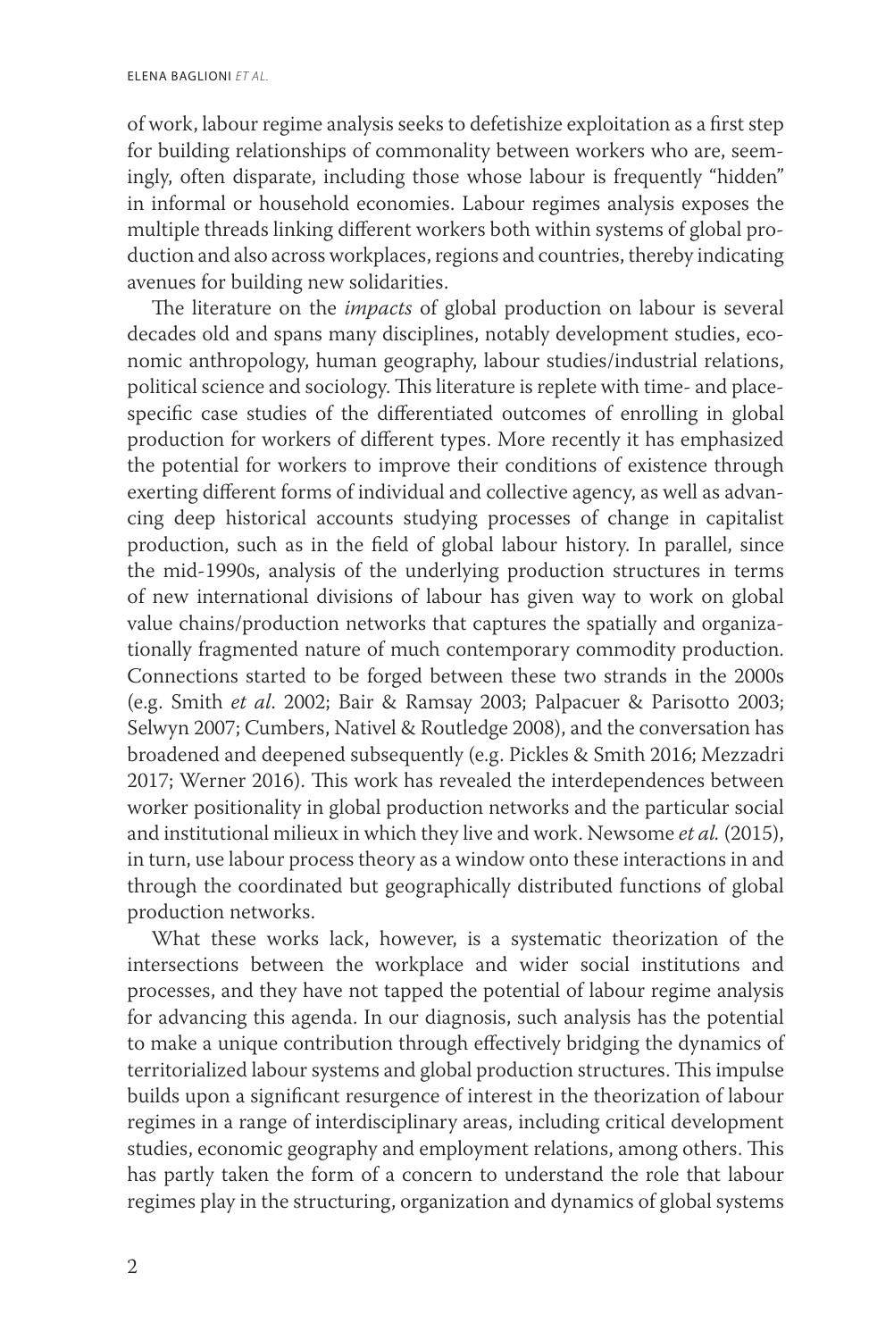of work, labour regime analysis seeks to defetishize exploitation as a first step for building relationships of commonality between workers who are, seemingly, often disparate, including those whose labour is frequently "hidden" in informal or household economies. Labour regimes analysis exposes the multiple threads linking different workers both within systems of global production and also across workplaces, regions and countries, thereby indicating avenues for building new solidarities.

The literature on the *impacts* of global production on labour is several decades old and spans many disciplines, notably development studies, economic anthropology, human geography, labour studies/industrial relations, political science and sociology. This literature is replete with time- and place-specific case studies of the differentiated outcomes of enrolling in global production for workers of different types. More recently it has emphasized the potential for workers to improve their conditions of existence through exerting different forms of individual and collective agency, as well as advancing deep historical accounts studying processes of change in capitalist production, such as in the field of global labour history. In parallel, since the mid-1990s, analysis of the underlying production structures in terms of new international divisions of labour has given way to work on global value chains/production networks that captures the spatially and organizationally fragmented nature of much contemporary commodity production. Connections started to be forged between these two strands in the 2000s (e.g. Smith *et al.* 2002; Bair & Ramsay 2003; Palpacuer & Parisotto 2003; Selwyn 2007; Cumbers, Nativel & Routledge 2008), and the conversation has broadened and deepened subsequently (e.g. Pickles & Smith 2016; Mezzadri 2017; Werner 2016). This work has revealed the interdependences between worker positionality in global production networks and the particular social and institutional milieux in which they live and work. Newsome *et al.* (2015), in turn, use labour process theory as a window onto these interactions in and through the coordinated but geographically distributed functions of global production networks.

What these works lack, however, is a systematic theorization of the intersections between the workplace and wider social institutions and processes, and they have not tapped the potential of labour regime analysis for advancing this agenda. In our diagnosis, such analysis has the potential to make a unique contribution through effectively bridging the dynamics of territorialized labour systems and global production structures. This impulse builds upon a significant resurgence of interest in the theorization of labour regimes in a range of interdisciplinary areas, including critical development studies, economic geography and employment relations, among others. This has partly taken the form of a concern to understand the role that labour regimes play in the structuring, organization and dynamics of global systems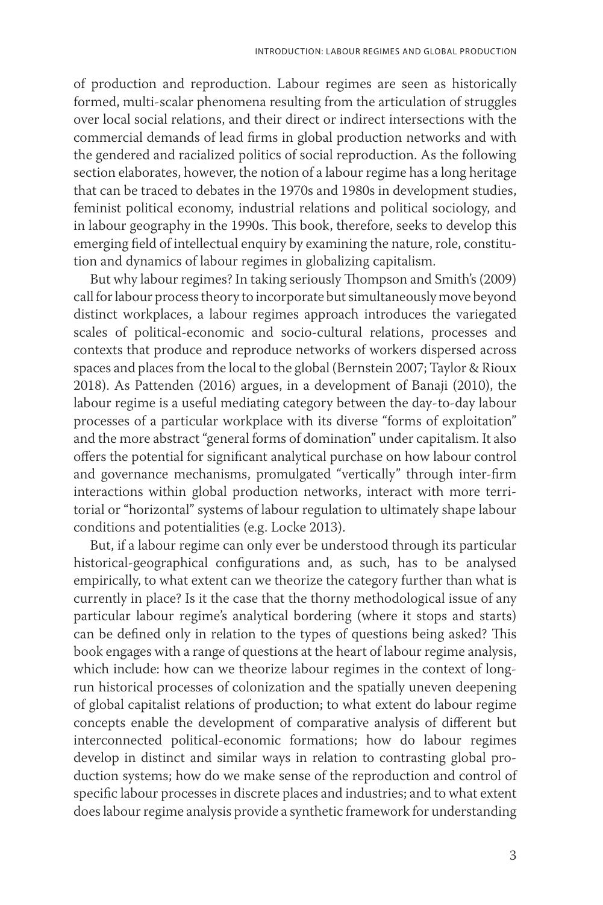of production and reproduction. Labour regimes are seen as historically formed, multi-scalar phenomena resulting from the articulation of struggles over local social relations, and their direct or indirect intersections with the commercial demands of lead firms in global production networks and with the gendered and racialized politics of social reproduction. As the following section elaborates, however, the notion of a labour regime has a long heritage that can be traced to debates in the 1970s and 1980s in development studies, feminist political economy, industrial relations and political sociology, and in labour geography in the 1990s. This book, therefore, seeks to develop this emerging field of intellectual enquiry by examining the nature, role, constitution and dynamics of labour regimes in globalizing capitalism.

But why labour regimes? In taking seriously Thompson and Smith's (2009) call for labour process theory to incorporate but simultaneously move beyond distinct workplaces, a labour regimes approach introduces the variegated scales of political-economic and socio-cultural relations, processes and contexts that produce and reproduce networks of workers dispersed across spaces and places from the local to the global (Bernstein 2007; Taylor & Rioux 2018). As Pattenden (2016) argues, in a development of Banaji (2010), the labour regime is a useful mediating category between the day-to-day labour processes of a particular workplace with its diverse "forms of exploitation" and the more abstract "general forms of domination" under capitalism. It also offers the potential for significant analytical purchase on how labour control and governance mechanisms, promulgated "vertically" through inter-firm interactions within global production networks, interact with more territorial or "horizontal" systems of labour regulation to ultimately shape labour conditions and potentialities (e.g. Locke 2013).

But, if a labour regime can only ever be understood through its particular historical-geographical configurations and, as such, has to be analysed empirically, to what extent can we theorize the category further than what is currently in place? Is it the case that the thorny methodological issue of any particular labour regime's analytical bordering (where it stops and starts) can be defined only in relation to the types of questions being asked? This book engages with a range of questions at the heart of labour regime analysis, which include: how can we theorize labour regimes in the context of long-run historical processes of colonization and the spatially uneven deepening of global capitalist relations of production; to what extent do labour regime concepts enable the development of comparative analysis of different but interconnected political-economic formations; how do labour regimes develop in distinct and similar ways in relation to contrasting global production systems; how do we make sense of the reproduction and control of specific labour processes in discrete places and industries; and to what extent does labour regime analysis provide a synthetic framework for understanding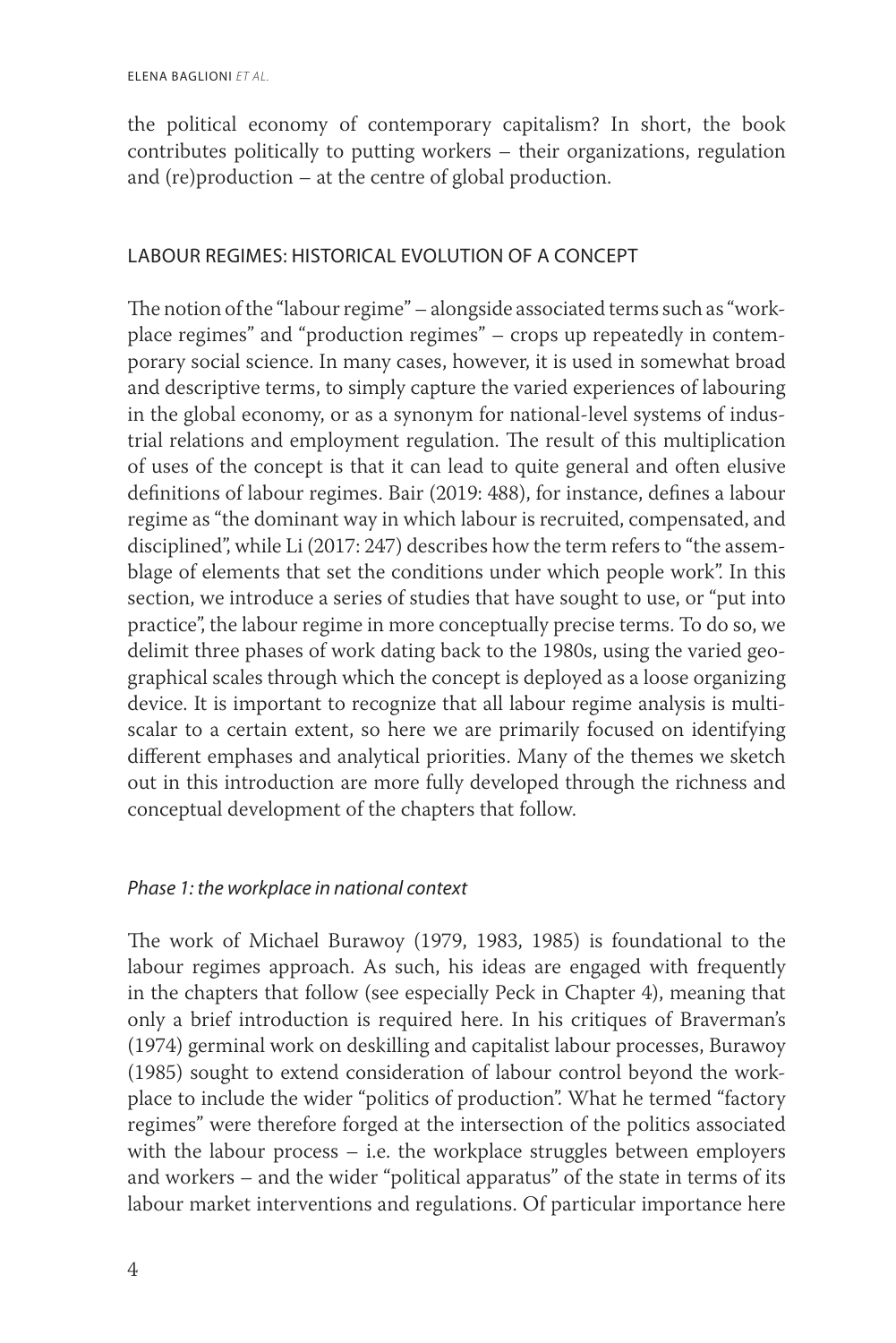the political economy of contemporary capitalism? In short, the book contributes politically to putting workers – their organizations, regulation and (re)production – at the centre of global production.

## LABOUR REGIMES: HISTORICAL EVOLUTION OF A CONCEPT

The notion of the "labour regime" – alongside associated terms such as "workplace regimes" and "production regimes" – crops up repeatedly in contemporary social science. In many cases, however, it is used in somewhat broad and descriptive terms, to simply capture the varied experiences of labouring in the global economy, or as a synonym for national-level systems of industrial relations and employment regulation. The result of this multiplication of uses of the concept is that it can lead to quite general and often elusive definitions of labour regimes. Bair (2019: 488), for instance, defines a labour regime as "the dominant way in which labour is recruited, compensated, and disciplined", while Li (2017: 247) describes how the term refers to "the assemblage of elements that set the conditions under which people work". In this section, we introduce a series of studies that have sought to use, or "put into practice", the labour regime in more conceptually precise terms. To do so, we delimit three phases of work dating back to the 1980s, using the varied geographical scales through which the concept is deployed as a loose organizing device. It is important to recognize that all labour regime analysis is multiscalar to a certain extent, so here we are primarily focused on identifying different emphases and analytical priorities. Many of the themes we sketch out in this introduction are more fully developed through the richness and conceptual development of the chapters that follow.

### *Phase 1: the workplace in national context*

The work of Michael Burawoy (1979, 1983, 1985) is foundational to the labour regimes approach. As such, his ideas are engaged with frequently in the chapters that follow (see especially Peck in Chapter 4), meaning that only a brief introduction is required here. In his critiques of Braverman's (1974) germinal work on deskilling and capitalist labour processes, Burawoy (1985) sought to extend consideration of labour control beyond the workplace to include the wider "politics of production". What he termed "factory regimes" were therefore forged at the intersection of the politics associated with the labour process – i.e. the workplace struggles between employers and workers – and the wider "political apparatus" of the state in terms of its labour market interventions and regulations. Of particular importance here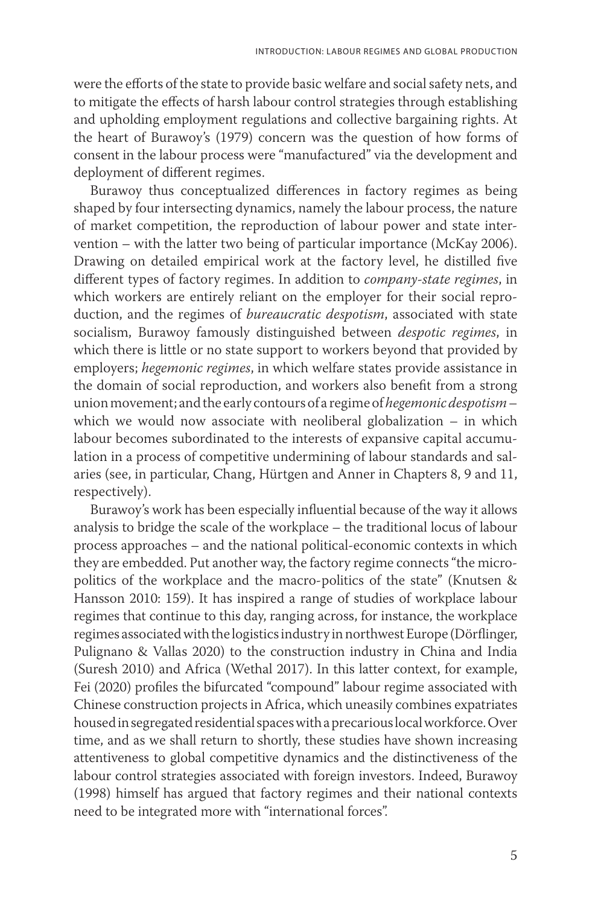were the efforts of the state to provide basic welfare and social safety nets, and to mitigate the effects of harsh labour control strategies through establishing and upholding employment regulations and collective bargaining rights. At the heart of Burawoy's (1979) concern was the question of how forms of consent in the labour process were "manufactured" via the development and deployment of different regimes.

Burawoy thus conceptualized differences in factory regimes as being shaped by four intersecting dynamics, namely the labour process, the nature of market competition, the reproduction of labour power and state intervention – with the latter two being of particular importance (McKay 2006). Drawing on detailed empirical work at the factory level, he distilled five different types of factory regimes. In addition to *company-state regimes*, in which workers are entirely reliant on the employer for their social reproduction, and the regimes of *bureaucratic despotism*, associated with state socialism, Burawoy famously distinguished between *despotic regimes*, in which there is little or no state support to workers beyond that provided by employers; *hegemonic regimes*, in which welfare states provide assistance in the domain of social reproduction, and workers also benefit from a strong union movement; and the early contours of a regime of *hegemonic despotism* – which we would now associate with neoliberal globalization – in which labour becomes subordinated to the interests of expansive capital accumulation in a process of competitive undermining of labour standards and salaries (see, in particular, Chang, Hürtgen and Anner in Chapters 8, 9 and 11, respectively).

Burawoy's work has been especially influential because of the way it allows analysis to bridge the scale of the workplace – the traditional locus of labour process approaches – and the national political-economic contexts in which they are embedded. Put another way, the factory regime connects "the micro-politics of the workplace and the macro-politics of the state" (Knutsen & Hansson 2010: 159). It has inspired a range of studies of workplace labour regimes that continue to this day, ranging across, for instance, the workplace regimes associated with the logistics industry in northwest Europe (Dörflinger, Pulignano & Vallas 2020) to the construction industry in China and India (Suresh 2010) and Africa (Wethal 2017). In this latter context, for example, Fei (2020) profiles the bifurcated "compound" labour regime associated with Chinese construction projects in Africa, which uneasily combines expatriates housed in segregated residential spaces with a precarious local workforce. Over time, and as we shall return to shortly, these studies have shown increasing attentiveness to global competitive dynamics and the distinctiveness of the labour control strategies associated with foreign investors. Indeed, Burawoy (1998) himself has argued that factory regimes and their national contexts need to be integrated more with "international forces".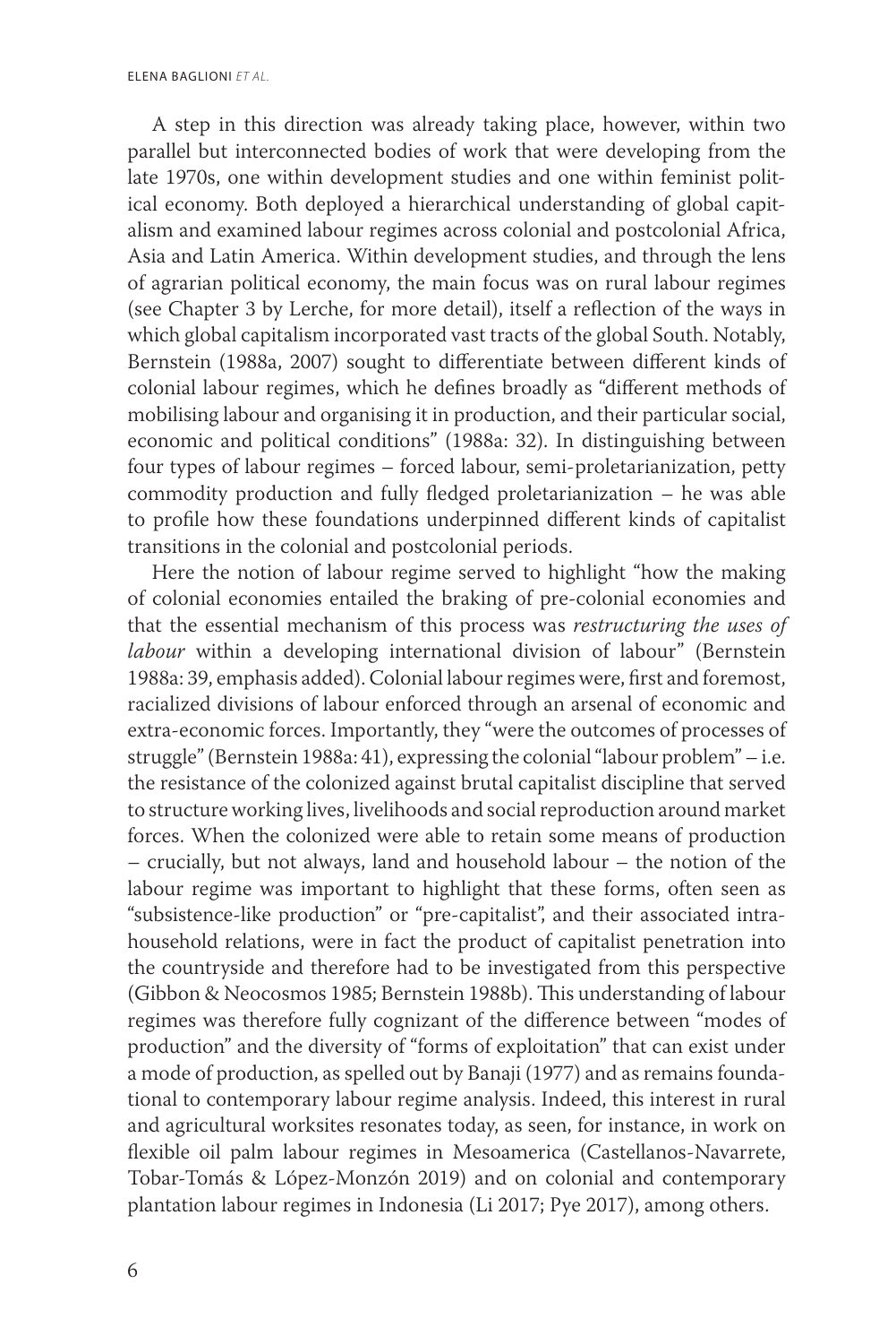A step in this direction was already taking place, however, within two parallel but interconnected bodies of work that were developing from the late 1970s, one within development studies and one within feminist political economy. Both deployed a hierarchical understanding of global capitalism and examined labour regimes across colonial and postcolonial Africa, Asia and Latin America. Within development studies, and through the lens of agrarian political economy, the main focus was on rural labour regimes (see Chapter 3 by Lerche, for more detail), itself a reflection of the ways in which global capitalism incorporated vast tracts of the global South. Notably, Bernstein (1988a, 2007) sought to differentiate between different kinds of colonial labour regimes, which he defines broadly as "different methods of mobilising labour and organising it in production, and their particular social, economic and political conditions" (1988a: 32). In distinguishing between four types of labour regimes – forced labour, semi-proletarianization, petty commodity production and fully fledged proletarianization – he was able to profile how these foundations underpinned different kinds of capitalist transitions in the colonial and postcolonial periods.

Here the notion of labour regime served to highlight "how the making of colonial economies entailed the braking of pre-colonial economies and that the essential mechanism of this process was *restructuring the uses of labour* within a developing international division of labour" (Bernstein 1988a: 39, emphasis added). Colonial labour regimes were, first and foremost, racialized divisions of labour enforced through an arsenal of economic and extra-economic forces. Importantly, they "were the outcomes of processes of struggle" (Bernstein 1988a: 41), expressing the colonial "labour problem" – i.e. the resistance of the colonized against brutal capitalist discipline that served to structure working lives, livelihoods and social reproduction around market forces. When the colonized were able to retain some means of production – crucially, but not always, land and household labour – the notion of the labour regime was important to highlight that these forms, often seen as "subsistence-like production" or "pre-capitalist", and their associated intra-household relations, were in fact the product of capitalist penetration into the countryside and therefore had to be investigated from this perspective (Gibbon & Neocosmos 1985; Bernstein 1988b). This understanding of labour regimes was therefore fully cognizant of the difference between "modes of production" and the diversity of "forms of exploitation" that can exist under a mode of production, as spelled out by Banaji (1977) and as remains foundational to contemporary labour regime analysis. Indeed, this interest in rural and agricultural worksites resonates today, as seen, for instance, in work on flexible oil palm labour regimes in Mesoamerica (Castellanos-Navarrete, Tobar-Tomás & López-Monzón 2019) and on colonial and contemporary plantation labour regimes in Indonesia (Li 2017; Pye 2017), among others.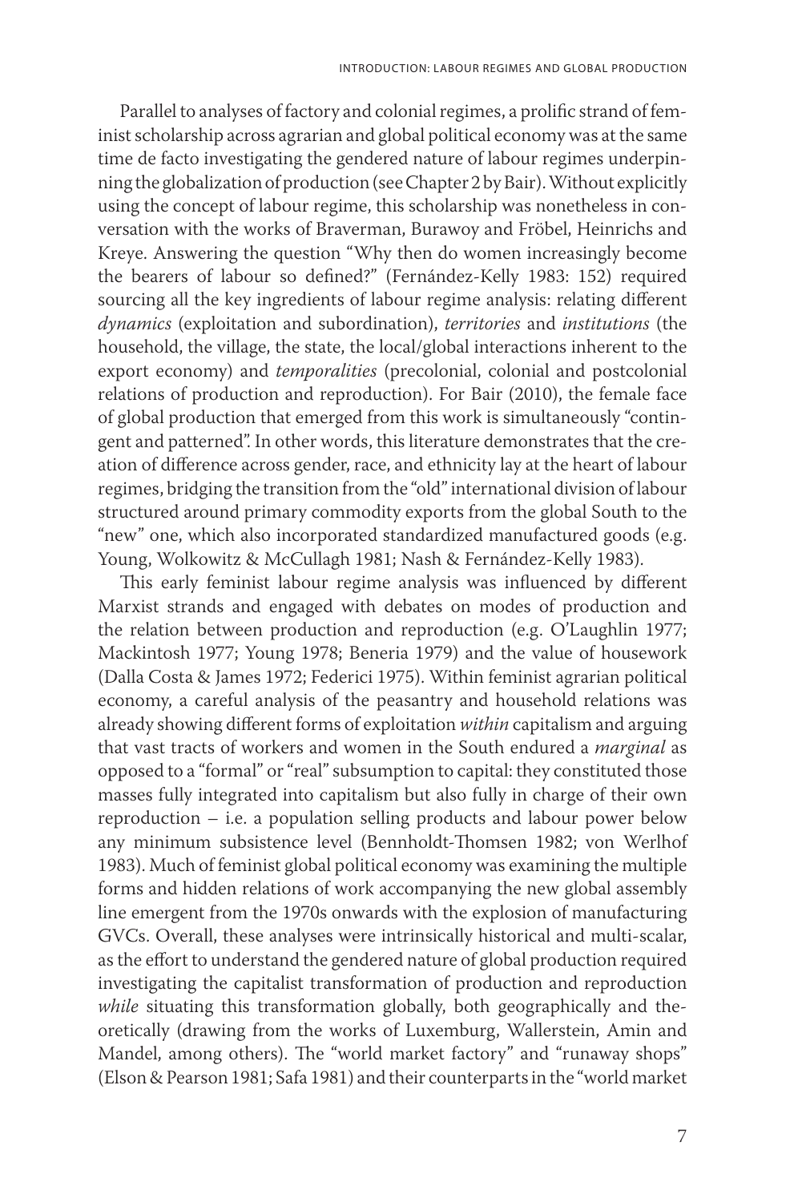Parallel to analyses of factory and colonial regimes, a prolific strand of feminist scholarship across agrarian and global political economy was at the same time de facto investigating the gendered nature of labour regimes underpinning the globalization of production (see Chapter 2 by Bair). Without explicitly using the concept of labour regime, this scholarship was nonetheless in conversation with the works of Braverman, Burawoy and Fröbel, Heinrichs and Kreye. Answering the question "Why then do women increasingly become the bearers of labour so defined?" (Fernández-Kelly 1983: 152) required sourcing all the key ingredients of labour regime analysis: relating different *dynamics* (exploitation and subordination), *territories* and *institutions* (the household, the village, the state, the local/global interactions inherent to the export economy) and *temporalities* (precolonial, colonial and postcolonial relations of production and reproduction). For Bair (2010), the female face of global production that emerged from this work is simultaneously "contingent and patterned". In other words, this literature demonstrates that the creation of difference across gender, race, and ethnicity lay at the heart of labour regimes, bridging the transition from the "old" international division of labour structured around primary commodity exports from the global South to the "new" one, which also incorporated standardized manufactured goods (e.g. Young, Wolkowitz & McCullagh 1981; Nash & Fernández-Kelly 1983).

This early feminist labour regime analysis was influenced by different Marxist strands and engaged with debates on modes of production and the relation between production and reproduction (e.g. O'Laughlin 1977; Mackintosh 1977; Young 1978; Beneria 1979) and the value of housework (Dalla Costa & James 1972; Federici 1975). Within feminist agrarian political economy, a careful analysis of the peasantry and household relations was already showing different forms of exploitation *within* capitalism and arguing that vast tracts of workers and women in the South endured a *marginal* as opposed to a "formal" or "real" subsumption to capital: they constituted those masses fully integrated into capitalism but also fully in charge of their own reproduction – i.e. a population selling products and labour power below any minimum subsistence level (Bennholdt-Thomsen 1982; von Werlhof 1983). Much of feminist global political economy was examining the multiple forms and hidden relations of work accompanying the new global assembly line emergent from the 1970s onwards with the explosion of manufacturing GVCs. Overall, these analyses were intrinsically historical and multi-scalar, as the effort to understand the gendered nature of global production required investigating the capitalist transformation of production and reproduction *while* situating this transformation globally, both geographically and theoretically (drawing from the works of Luxemburg, Wallerstein, Amin and Mandel, among others). The "world market factory" and "runaway shops" (Elson & Pearson 1981; Safa 1981) and their counterparts in the "world market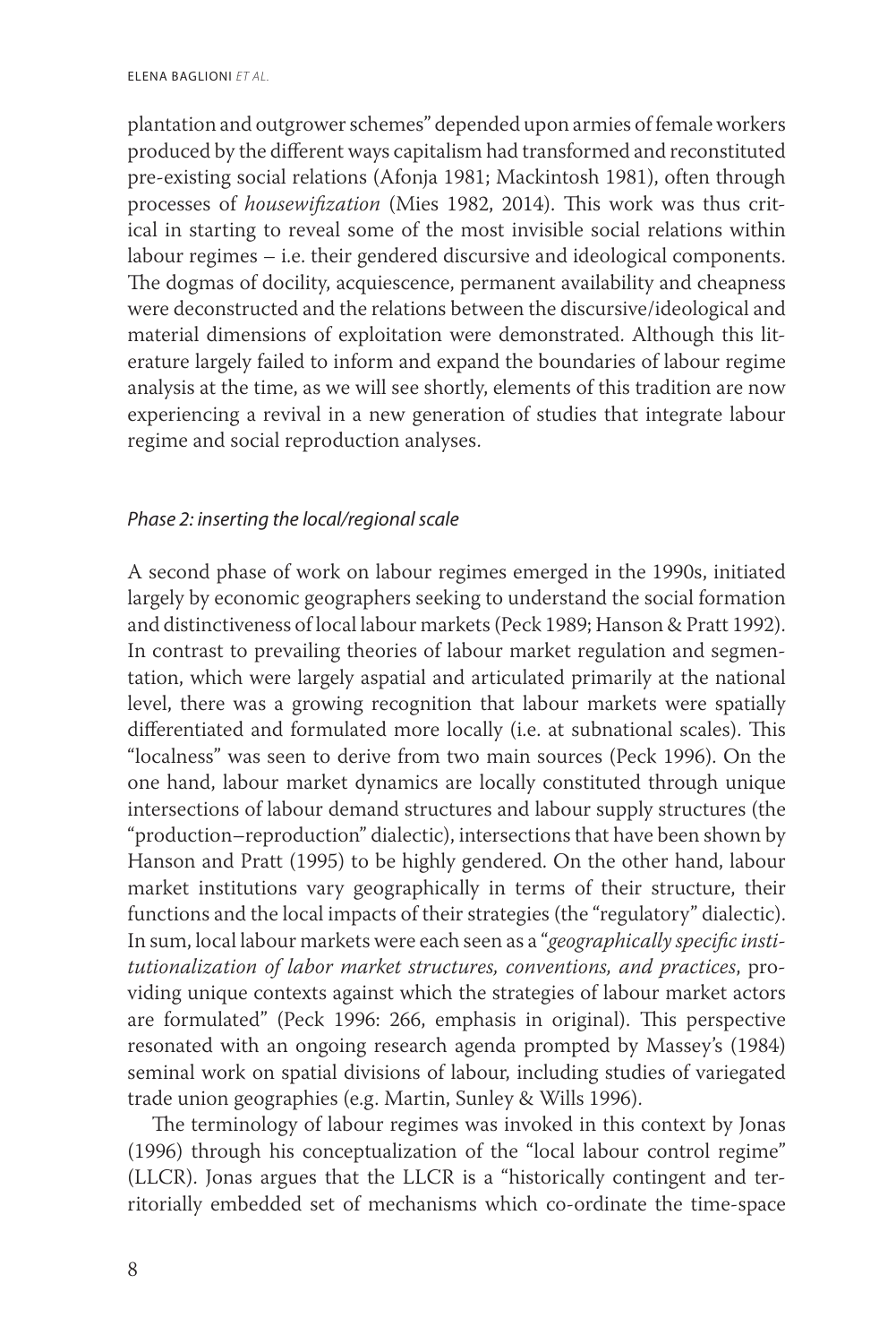plantation and outgrower schemes" depended upon armies of female workers produced by the different ways capitalism had transformed and reconstituted pre-existing social relations (Afonja 1981; Mackintosh 1981), often through processes of *housewifization* (Mies 1982, 2014). This work was thus critical in starting to reveal some of the most invisible social relations within labour regimes – i.e. their gendered discursive and ideological components. The dogmas of docility, acquiescence, permanent availability and cheapness were deconstructed and the relations between the discursive/ideological and material dimensions of exploitation were demonstrated. Although this literature largely failed to inform and expand the boundaries of labour regime analysis at the time, as we will see shortly, elements of this tradition are now experiencing a revival in a new generation of studies that integrate labour regime and social reproduction analyses.

### *Phase 2: inserting the local/regional scale*

A second phase of work on labour regimes emerged in the 1990s, initiated largely by economic geographers seeking to understand the social formation and distinctiveness of local labour markets (Peck 1989; Hanson & Pratt 1992). In contrast to prevailing theories of labour market regulation and segmentation, which were largely aspatial and articulated primarily at the national level, there was a growing recognition that labour markets were spatially differentiated and formulated more locally (i.e. at subnational scales). This "localness" was seen to derive from two main sources (Peck 1996). On the one hand, labour market dynamics are locally constituted through unique intersections of labour demand structures and labour supply structures (the "production–reproduction" dialectic), intersections that have been shown by Hanson and Pratt (1995) to be highly gendered. On the other hand, labour market institutions vary geographically in terms of their structure, their functions and the local impacts of their strategies (the "regulatory" dialectic). In sum, local labour markets were each seen as a "*geographically specific institutionalization of labor market structures, conventions, and practices*, providing unique contexts against which the strategies of labour market actors are formulated" (Peck 1996: 266, emphasis in original). This perspective resonated with an ongoing research agenda prompted by Massey's (1984) seminal work on spatial divisions of labour, including studies of variegated trade union geographies (e.g. Martin, Sunley & Wills 1996).

The terminology of labour regimes was invoked in this context by Jonas (1996) through his conceptualization of the "local labour control regime" (LLCR). Jonas argues that the LLCR is a "historically contingent and territorially embedded set of mechanisms which co-ordinate the time-space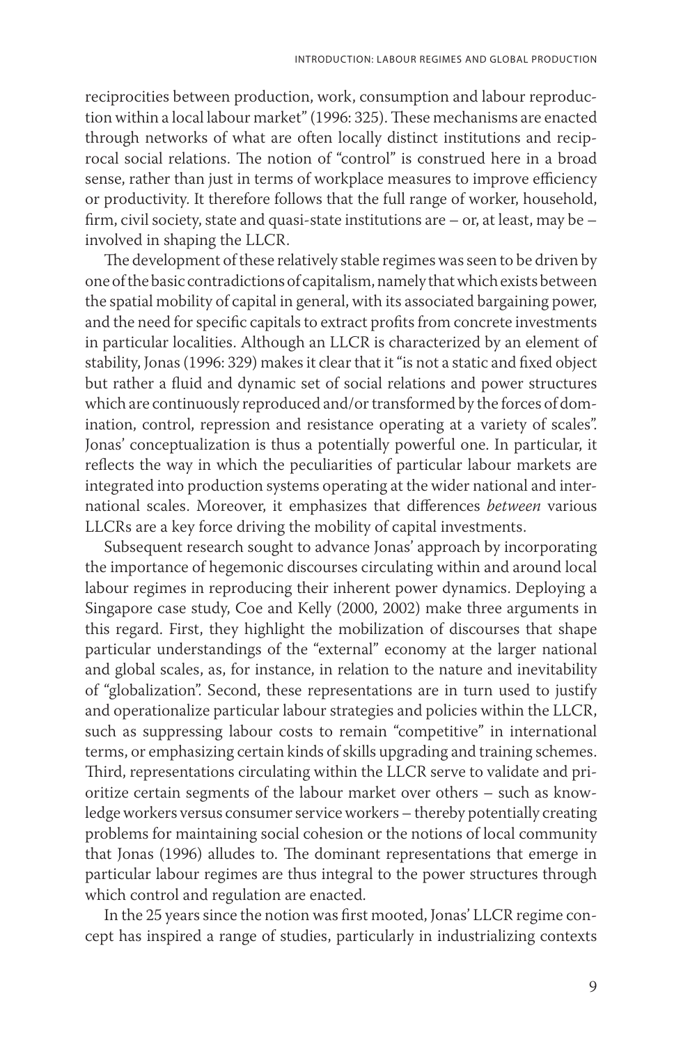reciprocities between production, work, consumption and labour reproduction within a local labour market" (1996: 325). These mechanisms are enacted through networks of what are often locally distinct institutions and reciprocal social relations. The notion of "control" is construed here in a broad sense, rather than just in terms of workplace measures to improve efficiency or productivity. It therefore follows that the full range of worker, household, firm, civil society, state and quasi-state institutions are – or, at least, may be – involved in shaping the LLCR.

The development of these relatively stable regimes was seen to be driven by one of the basic contradictions of capitalism, namely that which exists between the spatial mobility of capital in general, with its associated bargaining power, and the need for specific capitals to extract profits from concrete investments in particular localities. Although an LLCR is characterized by an element of stability, Jonas (1996: 329) makes it clear that it "is not a static and fixed object but rather a fluid and dynamic set of social relations and power structures which are continuously reproduced and/or transformed by the forces of domination, control, repression and resistance operating at a variety of scales". Jonas' conceptualization is thus a potentially powerful one. In particular, it reflects the way in which the peculiarities of particular labour markets are integrated into production systems operating at the wider national and international scales. Moreover, it emphasizes that differences *between* various LLCRs are a key force driving the mobility of capital investments.

Subsequent research sought to advance Jonas' approach by incorporating the importance of hegemonic discourses circulating within and around local labour regimes in reproducing their inherent power dynamics. Deploying a Singapore case study, Coe and Kelly (2000, 2002) make three arguments in this regard. First, they highlight the mobilization of discourses that shape particular understandings of the "external" economy at the larger national and global scales, as, for instance, in relation to the nature and inevitability of "globalization". Second, these representations are in turn used to justify and operationalize particular labour strategies and policies within the LLCR, such as suppressing labour costs to remain "competitive" in international terms, or emphasizing certain kinds of skills upgrading and training schemes. Third, representations circulating within the LLCR serve to validate and prioritize certain segments of the labour market over others – such as knowledge workers versus consumer service workers – thereby potentially creating problems for maintaining social cohesion or the notions of local community that Jonas (1996) alludes to. The dominant representations that emerge in particular labour regimes are thus integral to the power structures through which control and regulation are enacted.

In the 25 years since the notion was first mooted, Jonas' LLCR regime concept has inspired a range of studies, particularly in industrializing contexts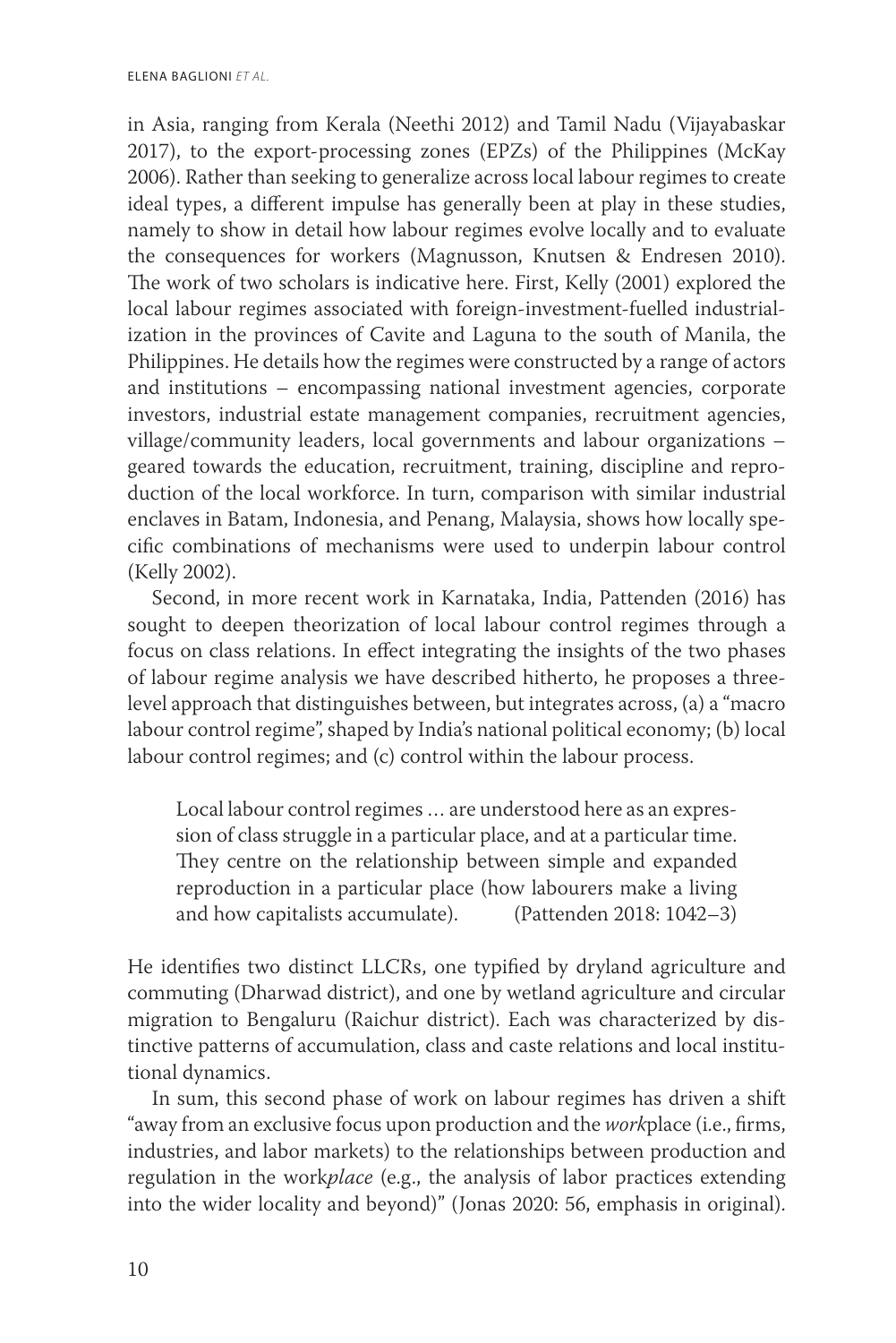in Asia, ranging from Kerala (Neethi 2012) and Tamil Nadu (Vijayabaskar 2017), to the export-processing zones (EPZs) of the Philippines (McKay 2006). Rather than seeking to generalize across local labour regimes to create ideal types, a different impulse has generally been at play in these studies, namely to show in detail how labour regimes evolve locally and to evaluate the consequences for workers (Magnusson, Knutsen & Endresen 2010). The work of two scholars is indicative here. First, Kelly (2001) explored the local labour regimes associated with foreign-investment-fuelled industrialization in the provinces of Cavite and Laguna to the south of Manila, the Philippines. He details how the regimes were constructed by a range of actors and institutions – encompassing national investment agencies, corporate investors, industrial estate management companies, recruitment agencies, village/community leaders, local governments and labour organizations – geared towards the education, recruitment, training, discipline and reproduction of the local workforce. In turn, comparison with similar industrial enclaves in Batam, Indonesia, and Penang, Malaysia, shows how locally specific combinations of mechanisms were used to underpin labour control (Kelly 2002).

Second, in more recent work in Karnataka, India, Pattenden (2016) has sought to deepen theorization of local labour control regimes through a focus on class relations. In effect integrating the insights of the two phases of labour regime analysis we have described hitherto, he proposes a three-level approach that distinguishes between, but integrates across, (a) a "macro labour control regime", shaped by India's national political economy; (b) local labour control regimes; and (c) control within the labour process.

> Local labour control regimes … are understood here as an expression of class struggle in a particular place, and at a particular time. They centre on the relationship between simple and expanded reproduction in a particular place (how labourers make a living and how capitalists accumulate). (Pattenden 2018: 1042–3)

He identifies two distinct LLCRs, one typified by dryland agriculture and commuting (Dharwad district), and one by wetland agriculture and circular migration to Bengaluru (Raichur district). Each was characterized by distinctive patterns of accumulation, class and caste relations and local institutional dynamics.

In sum, this second phase of work on labour regimes has driven a shift "away from an exclusive focus upon production and the *work*place (i.e., firms, industries, and labor markets) to the relationships between production and regulation in the work*place* (e.g., the analysis of labor practices extending into the wider locality and beyond)" (Jonas 2020: 56, emphasis in original).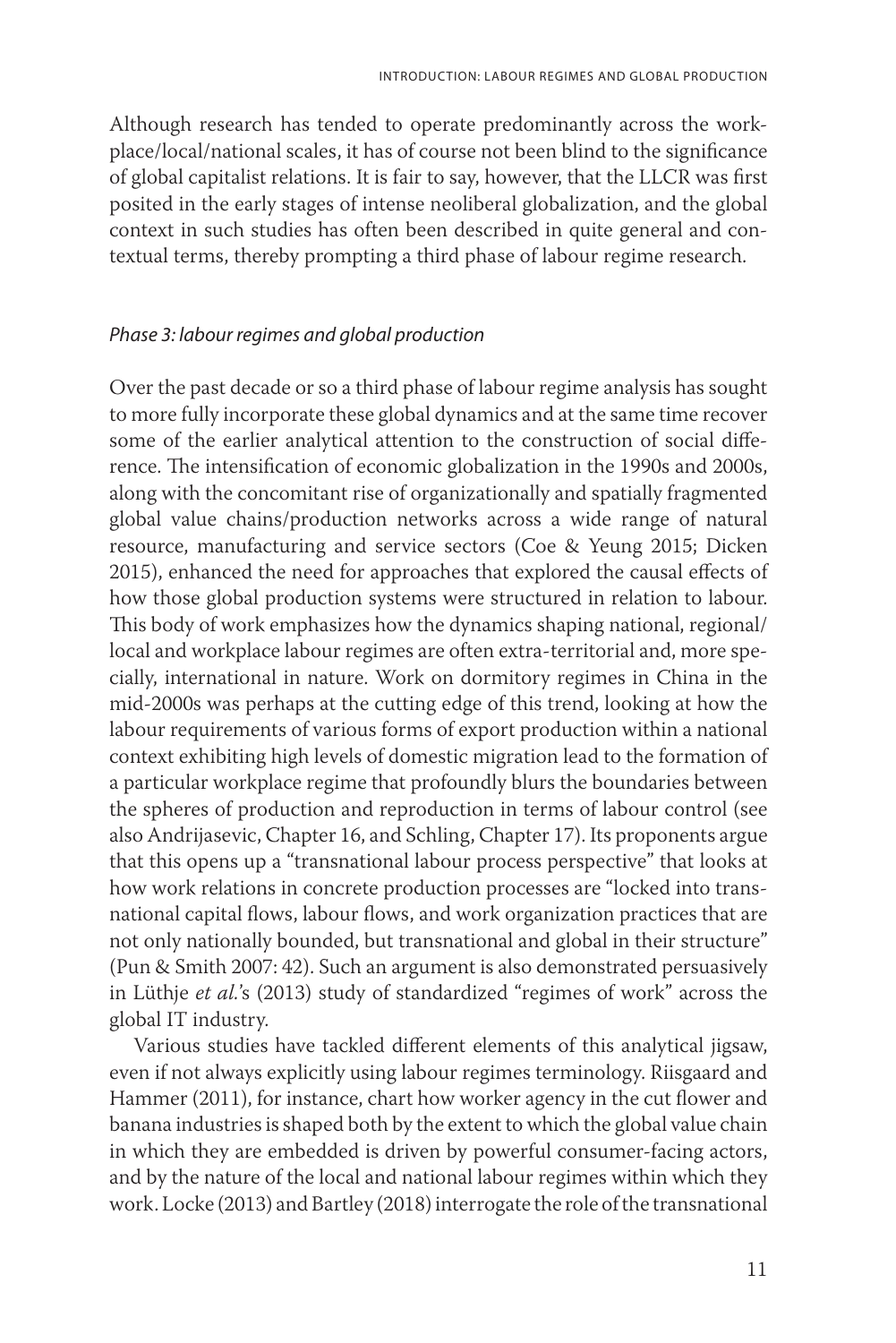Although research has tended to operate predominantly across the workplace/local/national scales, it has of course not been blind to the significance of global capitalist relations. It is fair to say, however, that the LLCR was first posited in the early stages of intense neoliberal globalization, and the global context in such studies has often been described in quite general and contextual terms, thereby prompting a third phase of labour regime research.

### *Phase 3: labour regimes and global production*

Over the past decade or so a third phase of labour regime analysis has sought to more fully incorporate these global dynamics and at the same time recover some of the earlier analytical attention to the construction of social difference. The intensification of economic globalization in the 1990s and 2000s, along with the concomitant rise of organizationally and spatially fragmented global value chains/production networks across a wide range of natural resource, manufacturing and service sectors (Coe & Yeung 2015; Dicken 2015), enhanced the need for approaches that explored the causal effects of how those global production systems were structured in relation to labour. This body of work emphasizes how the dynamics shaping national, regional/local and workplace labour regimes are often extra-territorial and, more specially, international in nature. Work on dormitory regimes in China in the mid-2000s was perhaps at the cutting edge of this trend, looking at how the labour requirements of various forms of export production within a national context exhibiting high levels of domestic migration lead to the formation of a particular workplace regime that profoundly blurs the boundaries between the spheres of production and reproduction in terms of labour control (see also Andrijasevic, Chapter 16, and Schling, Chapter 17). Its proponents argue that this opens up a "transnational labour process perspective" that looks at how work relations in concrete production processes are "locked into transnational capital flows, labour flows, and work organization practices that are not only nationally bounded, but transnational and global in their structure" (Pun & Smith 2007: 42). Such an argument is also demonstrated persuasively in Lüthje *et al.*'s (2013) study of standardized "regimes of work" across the global IT industry.

Various studies have tackled different elements of this analytical jigsaw, even if not always explicitly using labour regimes terminology. Riisgaard and Hammer (2011), for instance, chart how worker agency in the cut flower and banana industries is shaped both by the extent to which the global value chain in which they are embedded is driven by powerful consumer-facing actors, and by the nature of the local and national labour regimes within which they work. Locke (2013) and Bartley (2018) interrogate the role of the transnational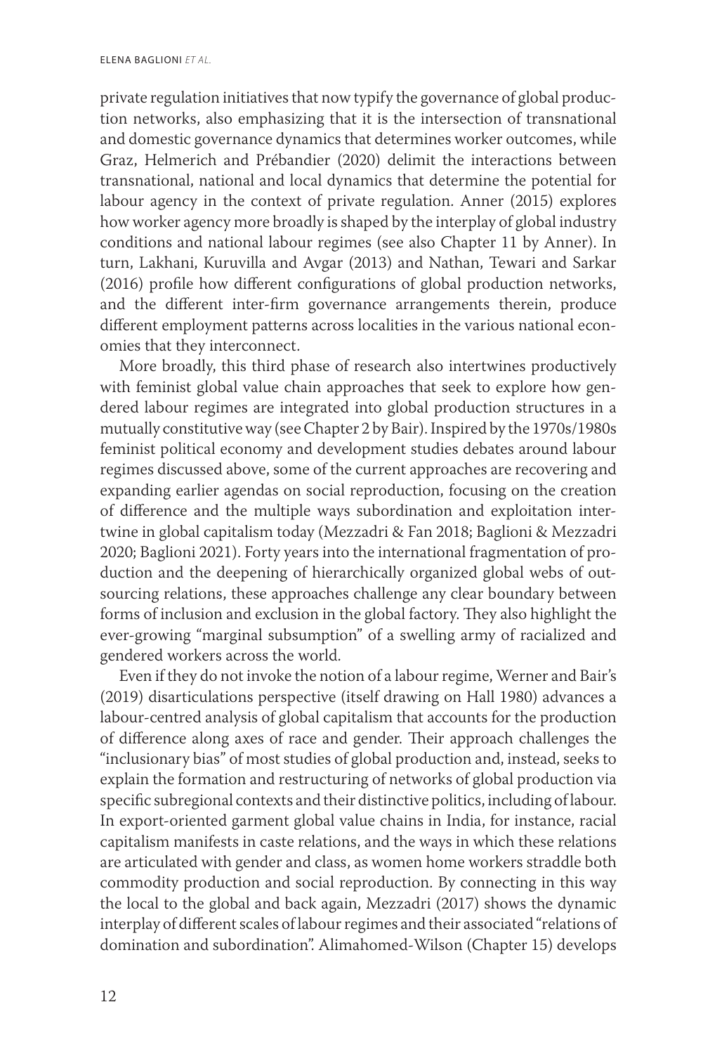private regulation initiatives that now typify the governance of global production networks, also emphasizing that it is the intersection of transnational and domestic governance dynamics that determines worker outcomes, while Graz, Helmerich and Prébandier (2020) delimit the interactions between transnational, national and local dynamics that determine the potential for labour agency in the context of private regulation. Anner (2015) explores how worker agency more broadly is shaped by the interplay of global industry conditions and national labour regimes (see also Chapter 11 by Anner). In turn, Lakhani, Kuruvilla and Avgar (2013) and Nathan, Tewari and Sarkar (2016) profile how different configurations of global production networks, and the different inter-firm governance arrangements therein, produce different employment patterns across localities in the various national economies that they interconnect.

More broadly, this third phase of research also intertwines productively with feminist global value chain approaches that seek to explore how gendered labour regimes are integrated into global production structures in a mutually constitutive way (see Chapter 2 by Bair). Inspired by the 1970s/1980s feminist political economy and development studies debates around labour regimes discussed above, some of the current approaches are recovering and expanding earlier agendas on social reproduction, focusing on the creation of difference and the multiple ways subordination and exploitation intertwine in global capitalism today (Mezzadri & Fan 2018; Baglioni & Mezzadri 2020; Baglioni 2021). Forty years into the international fragmentation of production and the deepening of hierarchically organized global webs of outsourcing relations, these approaches challenge any clear boundary between forms of inclusion and exclusion in the global factory. They also highlight the ever-growing "marginal subsumption" of a swelling army of racialized and gendered workers across the world.

Even if they do not invoke the notion of a labour regime, Werner and Bair's (2019) disarticulations perspective (itself drawing on Hall 1980) advances a labour-centred analysis of global capitalism that accounts for the production of difference along axes of race and gender. Their approach challenges the "inclusionary bias" of most studies of global production and, instead, seeks to explain the formation and restructuring of networks of global production via specific subregional contexts and their distinctive politics, including of labour. In export-oriented garment global value chains in India, for instance, racial capitalism manifests in caste relations, and the ways in which these relations are articulated with gender and class, as women home workers straddle both commodity production and social reproduction. By connecting in this way the local to the global and back again, Mezzadri (2017) shows the dynamic interplay of different scales of labour regimes and their associated "relations of domination and subordination". Alimahomed-Wilson (Chapter 15) develops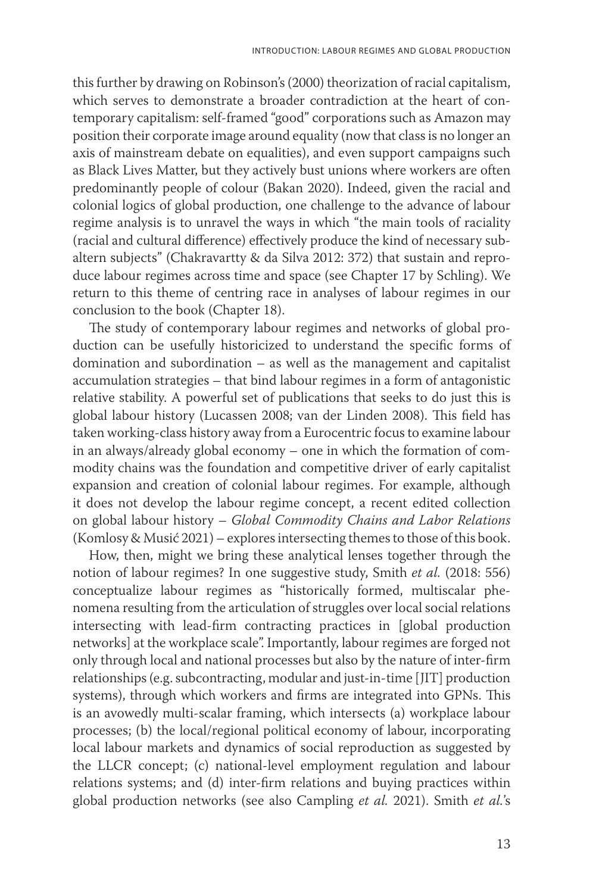this further by drawing on Robinson's (2000) theorization of racial capitalism, which serves to demonstrate a broader contradiction at the heart of contemporary capitalism: self-framed "good" corporations such as Amazon may position their corporate image around equality (now that class is no longer an axis of mainstream debate on equalities), and even support campaigns such as Black Lives Matter, but they actively bust unions where workers are often predominantly people of colour (Bakan 2020). Indeed, given the racial and colonial logics of global production, one challenge to the advance of labour regime analysis is to unravel the ways in which "the main tools of raciality (racial and cultural difference) effectively produce the kind of necessary subaltern subjects" (Chakravartty & da Silva 2012: 372) that sustain and reproduce labour regimes across time and space (see Chapter 17 by Schling). We return to this theme of centring race in analyses of labour regimes in our conclusion to the book (Chapter 18).

The study of contemporary labour regimes and networks of global production can be usefully historicized to understand the specific forms of domination and subordination – as well as the management and capitalist accumulation strategies – that bind labour regimes in a form of antagonistic relative stability. A powerful set of publications that seeks to do just this is global labour history (Lucassen 2008; van der Linden 2008). This field has taken working-class history away from a Eurocentric focus to examine labour in an always/already global economy – one in which the formation of commodity chains was the foundation and competitive driver of early capitalist expansion and creation of colonial labour regimes. For example, although it does not develop the labour regime concept, a recent edited collection on global labour history – *Global Commodity Chains and Labor Relations* (Komlosy & Musić 2021) – explores intersecting themes to those of this book.

How, then, might we bring these analytical lenses together through the notion of labour regimes? In one suggestive study, Smith *et al.* (2018: 556) conceptualize labour regimes as "historically formed, multiscalar phenomena resulting from the articulation of struggles over local social relations intersecting with lead-firm contracting practices in [global production networks] at the workplace scale". Importantly, labour regimes are forged not only through local and national processes but also by the nature of inter-firm relationships (e.g. subcontracting, modular and just-in-time [JIT] production systems), through which workers and firms are integrated into GPNs. This is an avowedly multi-scalar framing, which intersects (a) workplace labour processes; (b) the local/regional political economy of labour, incorporating local labour markets and dynamics of social reproduction as suggested by the LLCR concept; (c) national-level employment regulation and labour relations systems; and (d) inter-firm relations and buying practices within global production networks (see also Campling *et al.* 2021). Smith *et al.*'s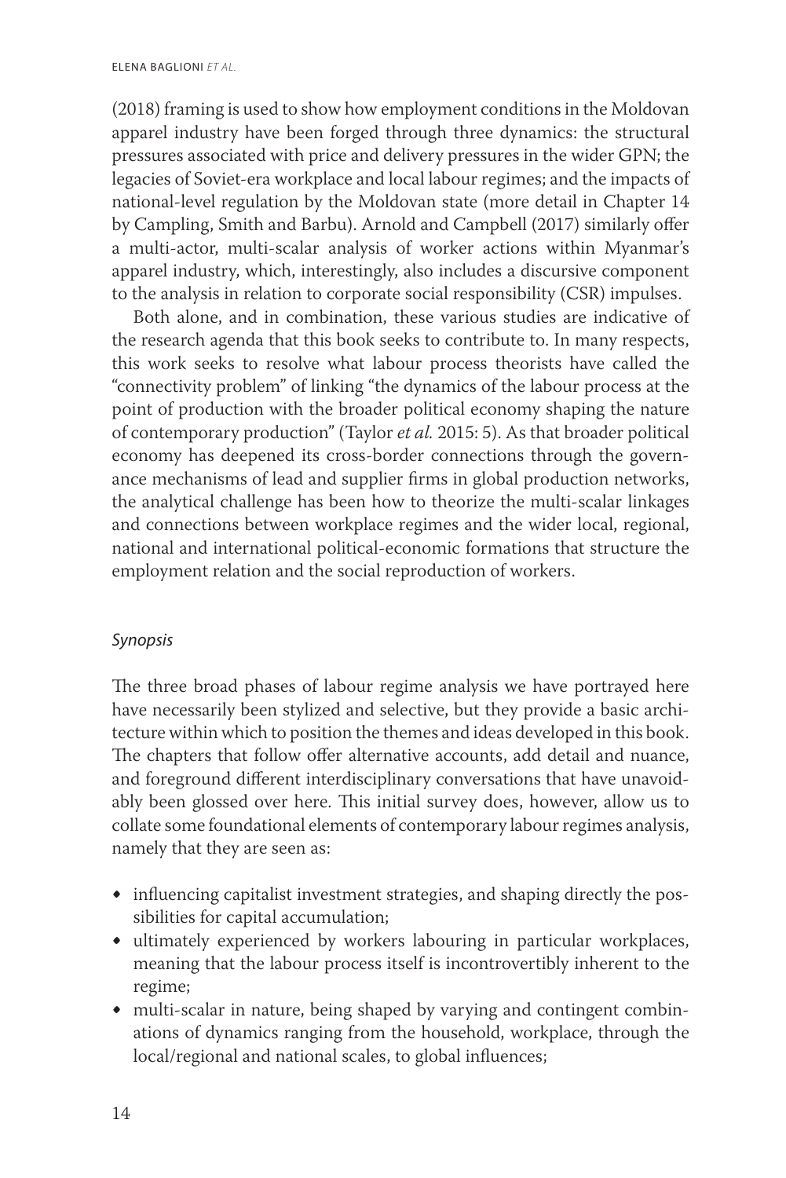(2018) framing is used to show how employment conditions in the Moldovan apparel industry have been forged through three dynamics: the structural pressures associated with price and delivery pressures in the wider GPN; the legacies of Soviet-era workplace and local labour regimes; and the impacts of national-level regulation by the Moldovan state (more detail in Chapter 14 by Campling, Smith and Barbu). Arnold and Campbell (2017) similarly offer a multi-actor, multi-scalar analysis of worker actions within Myanmar's apparel industry, which, interestingly, also includes a discursive component to the analysis in relation to corporate social responsibility (CSR) impulses.

Both alone, and in combination, these various studies are indicative of the research agenda that this book seeks to contribute to. In many respects, this work seeks to resolve what labour process theorists have called the "connectivity problem" of linking "the dynamics of the labour process at the point of production with the broader political economy shaping the nature of contemporary production" (Taylor *et al.* 2015: 5). As that broader political economy has deepened its cross-border connections through the governance mechanisms of lead and supplier firms in global production networks, the analytical challenge has been how to theorize the multi-scalar linkages and connections between workplace regimes and the wider local, regional, national and international political-economic formations that structure the employment relation and the social reproduction of workers.

### *Synopsis*

The three broad phases of labour regime analysis we have portrayed here have necessarily been stylized and selective, but they provide a basic architecture within which to position the themes and ideas developed in this book. The chapters that follow offer alternative accounts, add detail and nuance, and foreground different interdisciplinary conversations that have unavoidably been glossed over here. This initial survey does, however, allow us to collate some foundational elements of contemporary labour regimes analysis, namely that they are seen as:

- influencing capitalist investment strategies, and shaping directly the possibilities for capital accumulation;
- ultimately experienced by workers labouring in particular workplaces, meaning that the labour process itself is incontrovertibly inherent to the regime;
- multi-scalar in nature, being shaped by varying and contingent combinations of dynamics ranging from the household, workplace, through the local/regional and national scales, to global influences;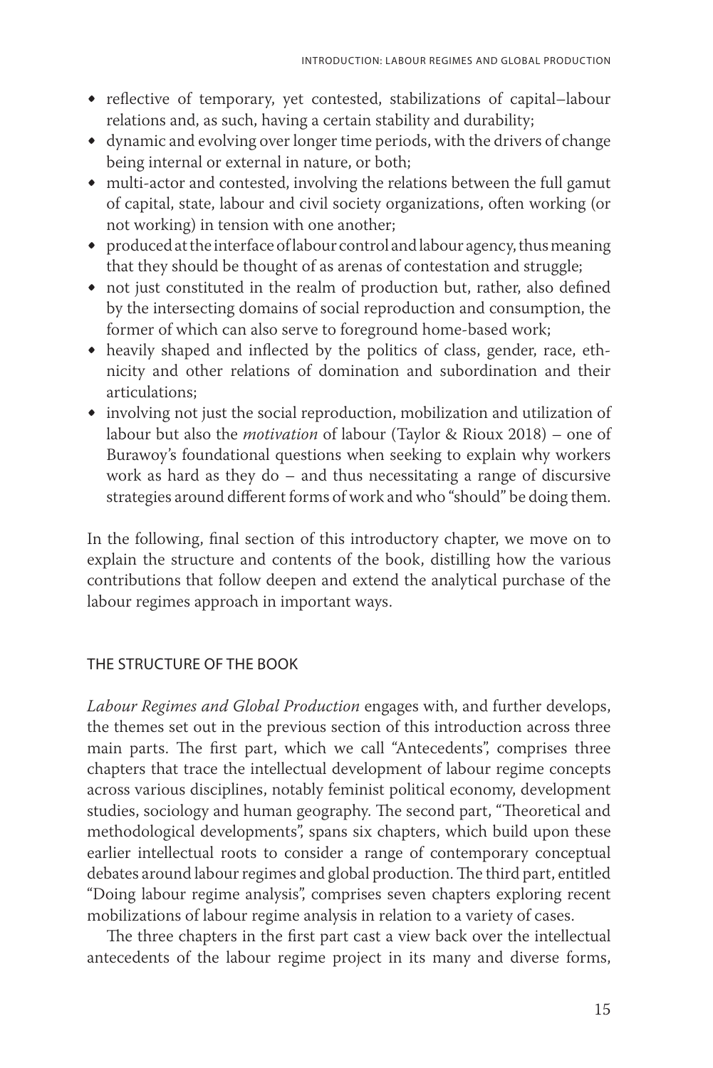- reflective of temporary, yet contested, stabilizations of capital–labour relations and, as such, having a certain stability and durability;
- dynamic and evolving over longer time periods, with the drivers of change being internal or external in nature, or both;
- multi-actor and contested, involving the relations between the full gamut of capital, state, labour and civil society organizations, often working (or not working) in tension with one another;
- produced at the interface of labour control and labour agency, thus meaning that they should be thought of as arenas of contestation and struggle;
- not just constituted in the realm of production but, rather, also defined by the intersecting domains of social reproduction and consumption, the former of which can also serve to foreground home-based work;
- heavily shaped and inflected by the politics of class, gender, race, ethnicity and other relations of domination and subordination and their articulations;
- involving not just the social reproduction, mobilization and utilization of labour but also the *motivation* of labour (Taylor & Rioux 2018) – one of Burawoy's foundational questions when seeking to explain why workers work as hard as they do – and thus necessitating a range of discursive strategies around different forms of work and who "should" be doing them.

In the following, final section of this introductory chapter, we move on to explain the structure and contents of the book, distilling how the various contributions that follow deepen and extend the analytical purchase of the labour regimes approach in important ways.

## THE STRUCTURE OF THE BOOK

*Labour Regimes and Global Production* engages with, and further develops, the themes set out in the previous section of this introduction across three main parts. The first part, which we call "Antecedents", comprises three chapters that trace the intellectual development of labour regime concepts across various disciplines, notably feminist political economy, development studies, sociology and human geography. The second part, "Theoretical and methodological developments", spans six chapters, which build upon these earlier intellectual roots to consider a range of contemporary conceptual debates around labour regimes and global production. The third part, entitled "Doing labour regime analysis", comprises seven chapters exploring recent mobilizations of labour regime analysis in relation to a variety of cases.

The three chapters in the first part cast a view back over the intellectual antecedents of the labour regime project in its many and diverse forms,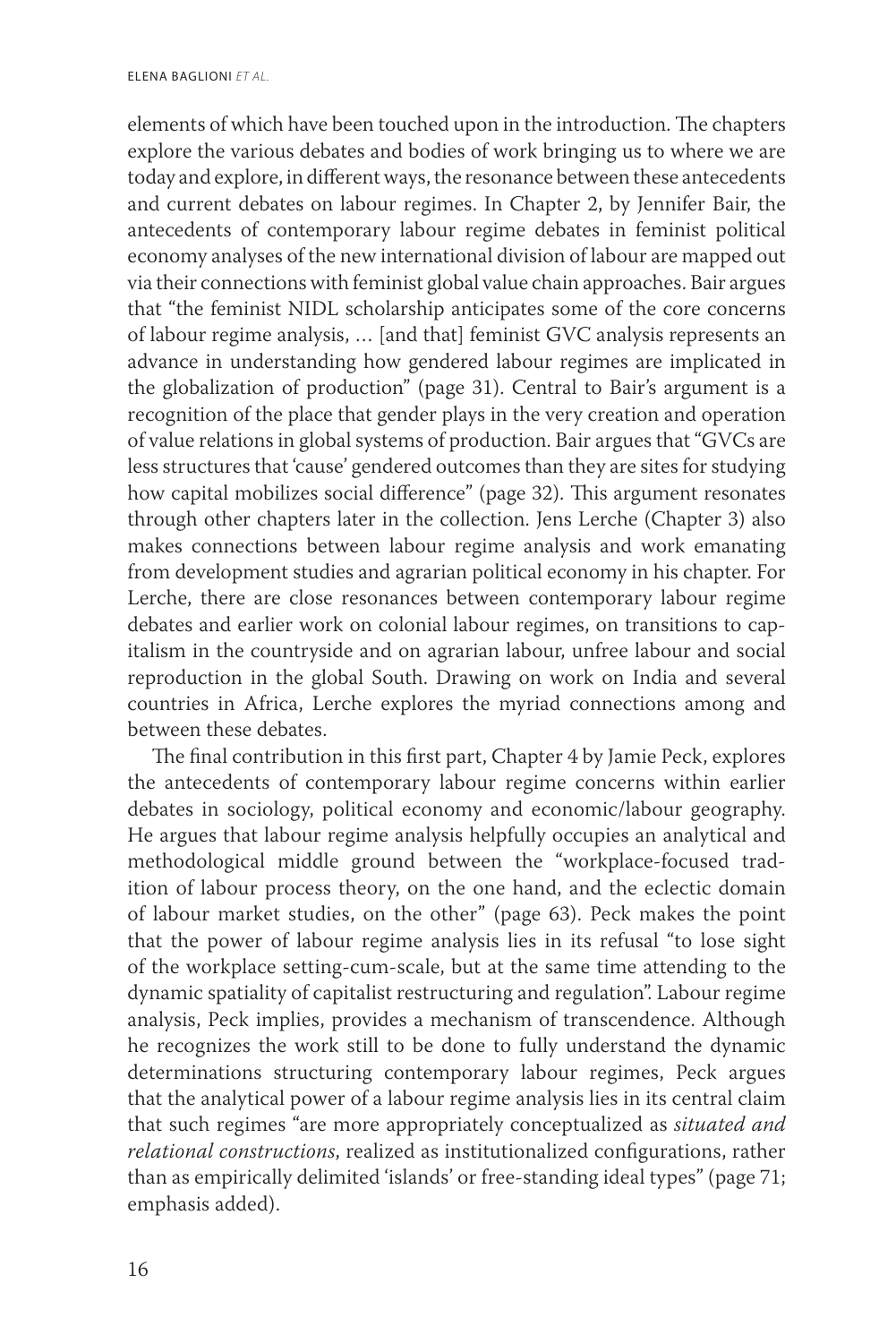elements of which have been touched upon in the introduction. The chapters explore the various debates and bodies of work bringing us to where we are today and explore, in different ways, the resonance between these antecedents and current debates on labour regimes. In Chapter 2, by Jennifer Bair, the antecedents of contemporary labour regime debates in feminist political economy analyses of the new international division of labour are mapped out via their connections with feminist global value chain approaches. Bair argues that "the feminist NIDL scholarship anticipates some of the core concerns of labour regime analysis, … [and that] feminist GVC analysis represents an advance in understanding how gendered labour regimes are implicated in the globalization of production" (page 31). Central to Bair's argument is a recognition of the place that gender plays in the very creation and operation of value relations in global systems of production. Bair argues that "GVCs are less structures that 'cause' gendered outcomes than they are sites for studying how capital mobilizes social difference" (page 32). This argument resonates through other chapters later in the collection. Jens Lerche (Chapter 3) also makes connections between labour regime analysis and work emanating from development studies and agrarian political economy in his chapter. For Lerche, there are close resonances between contemporary labour regime debates and earlier work on colonial labour regimes, on transitions to capitalism in the countryside and on agrarian labour, unfree labour and social reproduction in the global South. Drawing on work on India and several countries in Africa, Lerche explores the myriad connections among and between these debates.

The final contribution in this first part, Chapter 4 by Jamie Peck, explores the antecedents of contemporary labour regime concerns within earlier debates in sociology, political economy and economic/labour geography. He argues that labour regime analysis helpfully occupies an analytical and methodological middle ground between the "workplace-focused tradition of labour process theory, on the one hand, and the eclectic domain of labour market studies, on the other" (page 63). Peck makes the point that the power of labour regime analysis lies in its refusal "to lose sight of the workplace setting-cum-scale, but at the same time attending to the dynamic spatiality of capitalist restructuring and regulation". Labour regime analysis, Peck implies, provides a mechanism of transcendence. Although he recognizes the work still to be done to fully understand the dynamic determinations structuring contemporary labour regimes, Peck argues that the analytical power of a labour regime analysis lies in its central claim that such regimes "are more appropriately conceptualized as *situated and relational constructions*, realized as institutionalized configurations, rather than as empirically delimited 'islands' or free-standing ideal types" (page 71; emphasis added).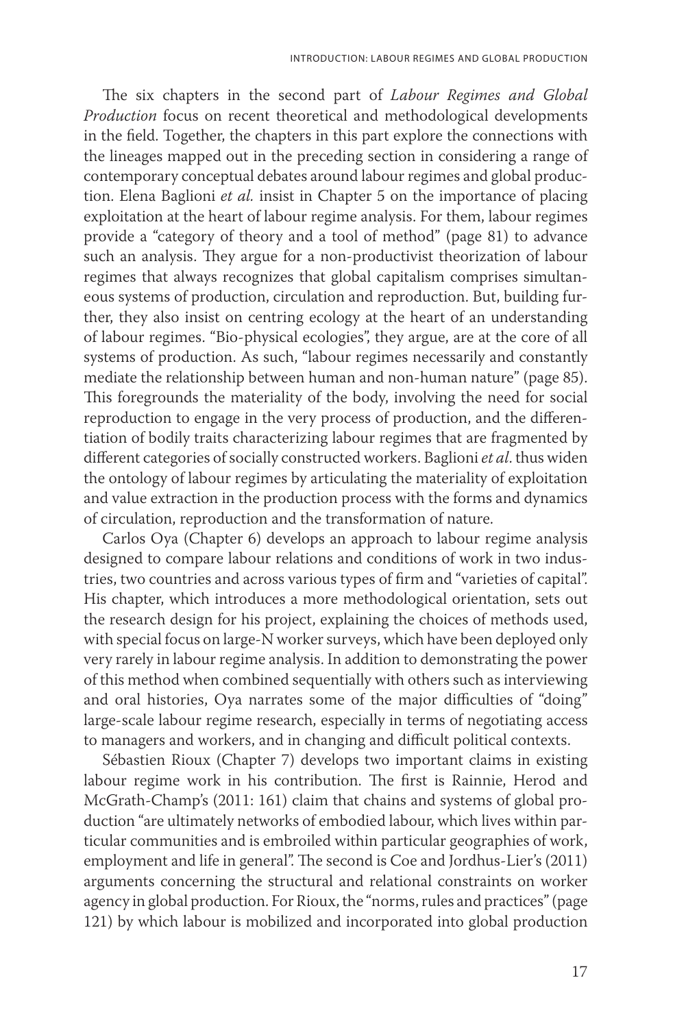The six chapters in the second part of *Labour Regimes and Global Production* focus on recent theoretical and methodological developments in the field. Together, the chapters in this part explore the connections with the lineages mapped out in the preceding section in considering a range of contemporary conceptual debates around labour regimes and global production. Elena Baglioni *et al.* insist in Chapter 5 on the importance of placing exploitation at the heart of labour regime analysis. For them, labour regimes provide a "category of theory and a tool of method" (page 81) to advance such an analysis. They argue for a non-productivist theorization of labour regimes that always recognizes that global capitalism comprises simultaneous systems of production, circulation and reproduction. But, building further, they also insist on centring ecology at the heart of an understanding of labour regimes. "Bio-physical ecologies", they argue, are at the core of all systems of production. As such, "labour regimes necessarily and constantly mediate the relationship between human and non-human nature" (page 85). This foregrounds the materiality of the body, involving the need for social reproduction to engage in the very process of production, and the differentiation of bodily traits characterizing labour regimes that are fragmented by different categories of socially constructed workers. Baglioni *et al*. thus widen the ontology of labour regimes by articulating the materiality of exploitation and value extraction in the production process with the forms and dynamics of circulation, reproduction and the transformation of nature.

Carlos Oya (Chapter 6) develops an approach to labour regime analysis designed to compare labour relations and conditions of work in two industries, two countries and across various types of firm and "varieties of capital". His chapter, which introduces a more methodological orientation, sets out the research design for his project, explaining the choices of methods used, with special focus on large-N worker surveys, which have been deployed only very rarely in labour regime analysis. In addition to demonstrating the power of this method when combined sequentially with others such as interviewing and oral histories, Oya narrates some of the major difficulties of "doing" large-scale labour regime research, especially in terms of negotiating access to managers and workers, and in changing and difficult political contexts.

Sébastien Rioux (Chapter 7) develops two important claims in existing labour regime work in his contribution. The first is Rainnie, Herod and McGrath-Champ's (2011: 161) claim that chains and systems of global production "are ultimately networks of embodied labour, which lives within particular communities and is embroiled within particular geographies of work, employment and life in general". The second is Coe and Jordhus-Lier's (2011) arguments concerning the structural and relational constraints on worker agency in global production. For Rioux, the "norms, rules and practices" (page 121) by which labour is mobilized and incorporated into global production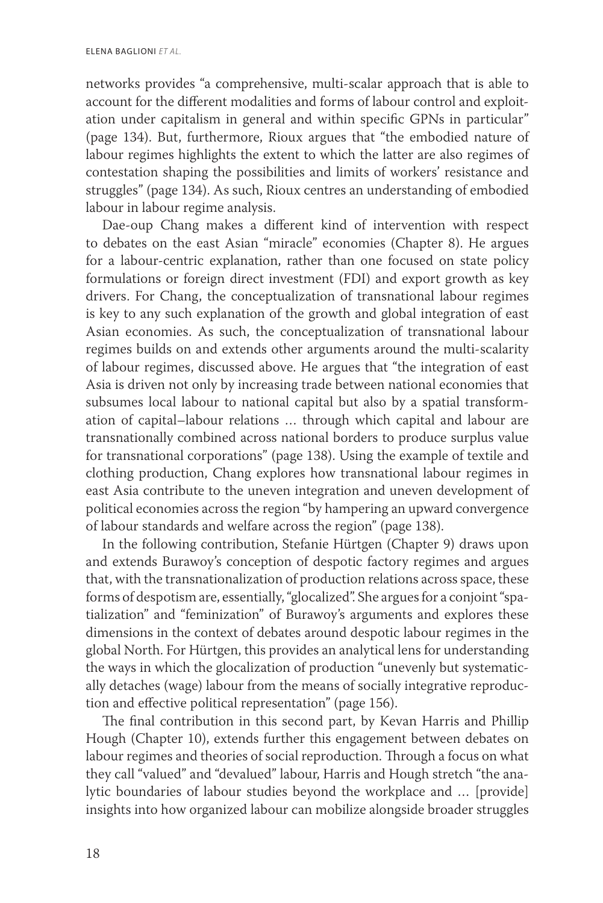networks provides "a comprehensive, multi-scalar approach that is able to account for the different modalities and forms of labour control and exploitation under capitalism in general and within specific GPNs in particular" (page 134). But, furthermore, Rioux argues that "the embodied nature of labour regimes highlights the extent to which the latter are also regimes of contestation shaping the possibilities and limits of workers' resistance and struggles" (page 134). As such, Rioux centres an understanding of embodied labour in labour regime analysis.

Dae-oup Chang makes a different kind of intervention with respect to debates on the east Asian "miracle" economies (Chapter 8). He argues for a labour-centric explanation, rather than one focused on state policy formulations or foreign direct investment (FDI) and export growth as key drivers. For Chang, the conceptualization of transnational labour regimes is key to any such explanation of the growth and global integration of east Asian economies. As such, the conceptualization of transnational labour regimes builds on and extends other arguments around the multi-scalarity of labour regimes, discussed above. He argues that "the integration of east Asia is driven not only by increasing trade between national economies that subsumes local labour to national capital but also by a spatial transformation of capital–labour relations … through which capital and labour are transnationally combined across national borders to produce surplus value for transnational corporations" (page 138). Using the example of textile and clothing production, Chang explores how transnational labour regimes in east Asia contribute to the uneven integration and uneven development of political economies across the region "by hampering an upward convergence of labour standards and welfare across the region" (page 138).

In the following contribution, Stefanie Hürtgen (Chapter 9) draws upon and extends Burawoy's conception of despotic factory regimes and argues that, with the transnationalization of production relations across space, these forms of despotism are, essentially, "glocalized". She argues for a conjoint "spatialization" and "feminization" of Burawoy's arguments and explores these dimensions in the context of debates around despotic labour regimes in the global North. For Hürtgen, this provides an analytical lens for understanding the ways in which the glocalization of production "unevenly but systematically detaches (wage) labour from the means of socially integrative reproduction and effective political representation" (page 156).

The final contribution in this second part, by Kevan Harris and Phillip Hough (Chapter 10), extends further this engagement between debates on labour regimes and theories of social reproduction. Through a focus on what they call "valued" and "devalued" labour, Harris and Hough stretch "the analytic boundaries of labour studies beyond the workplace and … [provide] insights into how organized labour can mobilize alongside broader struggles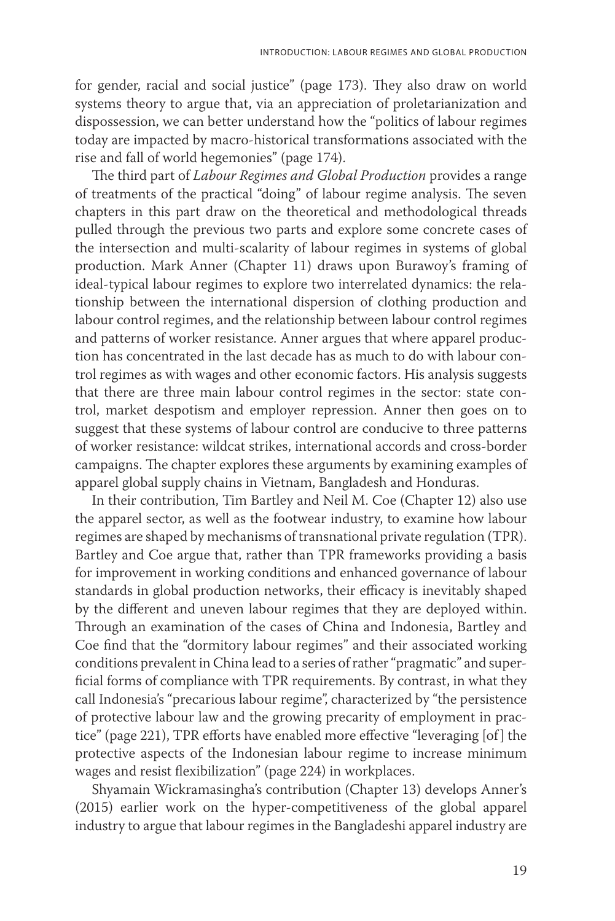for gender, racial and social justice" (page 173). They also draw on world systems theory to argue that, via an appreciation of proletarianization and dispossession, we can better understand how the "politics of labour regimes today are impacted by macro-historical transformations associated with the rise and fall of world hegemonies" (page 174).

The third part of *Labour Regimes and Global Production* provides a range of treatments of the practical "doing" of labour regime analysis. The seven chapters in this part draw on the theoretical and methodological threads pulled through the previous two parts and explore some concrete cases of the intersection and multi-scalarity of labour regimes in systems of global production. Mark Anner (Chapter 11) draws upon Burawoy's framing of ideal-typical labour regimes to explore two interrelated dynamics: the relationship between the international dispersion of clothing production and labour control regimes, and the relationship between labour control regimes and patterns of worker resistance. Anner argues that where apparel production has concentrated in the last decade has as much to do with labour control regimes as with wages and other economic factors. His analysis suggests that there are three main labour control regimes in the sector: state control, market despotism and employer repression. Anner then goes on to suggest that these systems of labour control are conducive to three patterns of worker resistance: wildcat strikes, international accords and cross-border campaigns. The chapter explores these arguments by examining examples of apparel global supply chains in Vietnam, Bangladesh and Honduras.

In their contribution, Tim Bartley and Neil M. Coe (Chapter 12) also use the apparel sector, as well as the footwear industry, to examine how labour regimes are shaped by mechanisms of transnational private regulation (TPR). Bartley and Coe argue that, rather than TPR frameworks providing a basis for improvement in working conditions and enhanced governance of labour standards in global production networks, their efficacy is inevitably shaped by the different and uneven labour regimes that they are deployed within. Through an examination of the cases of China and Indonesia, Bartley and Coe find that the "dormitory labour regimes" and their associated working conditions prevalent in China lead to a series of rather "pragmatic" and superficial forms of compliance with TPR requirements. By contrast, in what they call Indonesia's "precarious labour regime", characterized by "the persistence of protective labour law and the growing precarity of employment in practice" (page 221), TPR efforts have enabled more effective "leveraging [of] the protective aspects of the Indonesian labour regime to increase minimum wages and resist flexibilization" (page 224) in workplaces.

Shyamain Wickramasingha's contribution (Chapter 13) develops Anner's (2015) earlier work on the hyper-competitiveness of the global apparel industry to argue that labour regimes in the Bangladeshi apparel industry are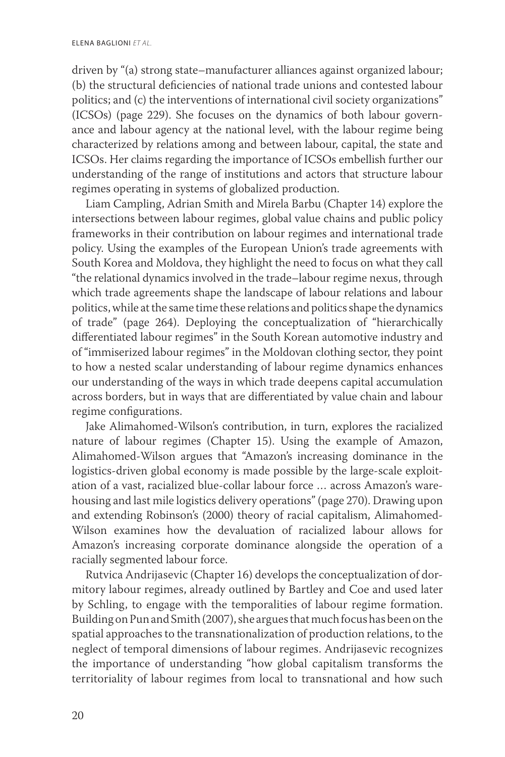driven by "(a) strong state–manufacturer alliances against organized labour; (b) the structural deficiencies of national trade unions and contested labour politics; and (c) the interventions of international civil society organizations" (ICSOs) (page 229). She focuses on the dynamics of both labour governance and labour agency at the national level, with the labour regime being characterized by relations among and between labour, capital, the state and ICSOs. Her claims regarding the importance of ICSOs embellish further our understanding of the range of institutions and actors that structure labour regimes operating in systems of globalized production.

Liam Campling, Adrian Smith and Mirela Barbu (Chapter 14) explore the intersections between labour regimes, global value chains and public policy frameworks in their contribution on labour regimes and international trade policy. Using the examples of the European Union's trade agreements with South Korea and Moldova, they highlight the need to focus on what they call "the relational dynamics involved in the trade–labour regime nexus, through which trade agreements shape the landscape of labour relations and labour politics, while at the same time these relations and politics shape the dynamics of trade" (page 264). Deploying the conceptualization of "hierarchically differentiated labour regimes" in the South Korean automotive industry and of "immiserized labour regimes" in the Moldovan clothing sector, they point to how a nested scalar understanding of labour regime dynamics enhances our understanding of the ways in which trade deepens capital accumulation across borders, but in ways that are differentiated by value chain and labour regime configurations.

Jake Alimahomed-Wilson's contribution, in turn, explores the racialized nature of labour regimes (Chapter 15). Using the example of Amazon, Alimahomed-Wilson argues that "Amazon's increasing dominance in the logistics-driven global economy is made possible by the large-scale exploitation of a vast, racialized blue-collar labour force … across Amazon's warehousing and last mile logistics delivery operations" (page 270). Drawing upon and extending Robinson's (2000) theory of racial capitalism, Alimahomed-Wilson examines how the devaluation of racialized labour allows for Amazon's increasing corporate dominance alongside the operation of a racially segmented labour force.

Rutvica Andrijasevic (Chapter 16) develops the conceptualization of dormitory labour regimes, already outlined by Bartley and Coe and used later by Schling, to engage with the temporalities of labour regime formation. Building on Pun and Smith (2007), she argues that much focus has been on the spatial approaches to the transnationalization of production relations, to the neglect of temporal dimensions of labour regimes. Andrijasevic recognizes the importance of understanding "how global capitalism transforms the territoriality of labour regimes from local to transnational and how such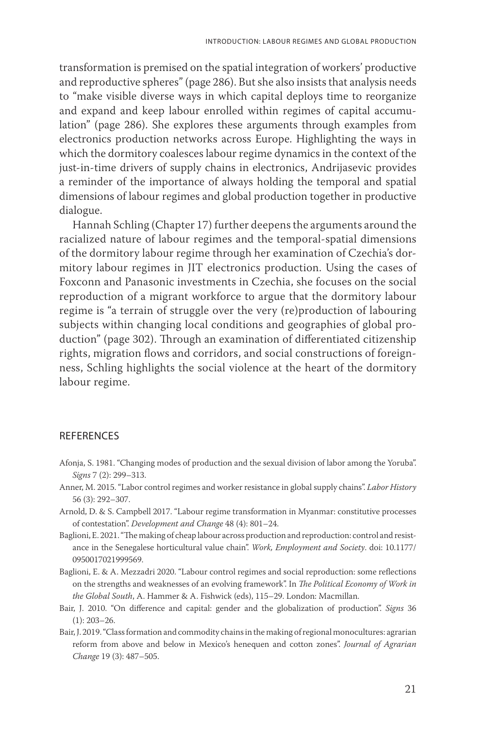transformation is premised on the spatial integration of workers' productive and reproductive spheres" (page 286). But she also insists that analysis needs to "make visible diverse ways in which capital deploys time to reorganize and expand and keep labour enrolled within regimes of capital accumulation" (page 286). She explores these arguments through examples from electronics production networks across Europe. Highlighting the ways in which the dormitory coalesces labour regime dynamics in the context of the just-in-time drivers of supply chains in electronics, Andrijasevic provides a reminder of the importance of always holding the temporal and spatial dimensions of labour regimes and global production together in productive dialogue.

Hannah Schling (Chapter 17) further deepens the arguments around the racialized nature of labour regimes and the temporal-spatial dimensions of the dormitory labour regime through her examination of Czechia's dormitory labour regimes in JIT electronics production. Using the cases of Foxconn and Panasonic investments in Czechia, she focuses on the social reproduction of a migrant workforce to argue that the dormitory labour regime is "a terrain of struggle over the very (re)production of labouring subjects within changing local conditions and geographies of global production" (page 302). Through an examination of differentiated citizenship rights, migration flows and corridors, and social constructions of foreignness, Schling highlights the social violence at the heart of the dormitory labour regime.

## REFERENCES

Afonja, S. 1981. "Changing modes of production and the sexual division of labor among the Yoruba". *Signs* 7 (2): 299–313.

Anner, M. 2015. "Labor control regimes and worker resistance in global supply chains". *Labor History* 56 (3): 292–307.

Arnold, D. & S. Campbell 2017. "Labour regime transformation in Myanmar: constitutive processes of contestation". *Development and Change* 48 (4): 801–24.

Baglioni, E. 2021. "The making of cheap labour across production and reproduction: control and resistance in the Senegalese horticultural value chain". *Work, Employment and Society*. doi: 10.1177/0950017021999569.

Baglioni, E. & A. Mezzadri 2020. "Labour control regimes and social reproduction: some reflections on the strengths and weaknesses of an evolving framework". In *The Political Economy of Work in the Global South*, A. Hammer & A. Fishwick (eds), 115–29. London: Macmillan.

Bair, J. 2010. "On difference and capital: gender and the globalization of production". *Signs* 36 (1): 203–26.

Bair, J. 2019. "Class formation and commodity chains in the making of regional monocultures: agrarian reform from above and below in Mexico's henequen and cotton zones". *Journal of Agrarian Change* 19 (3): 487–505.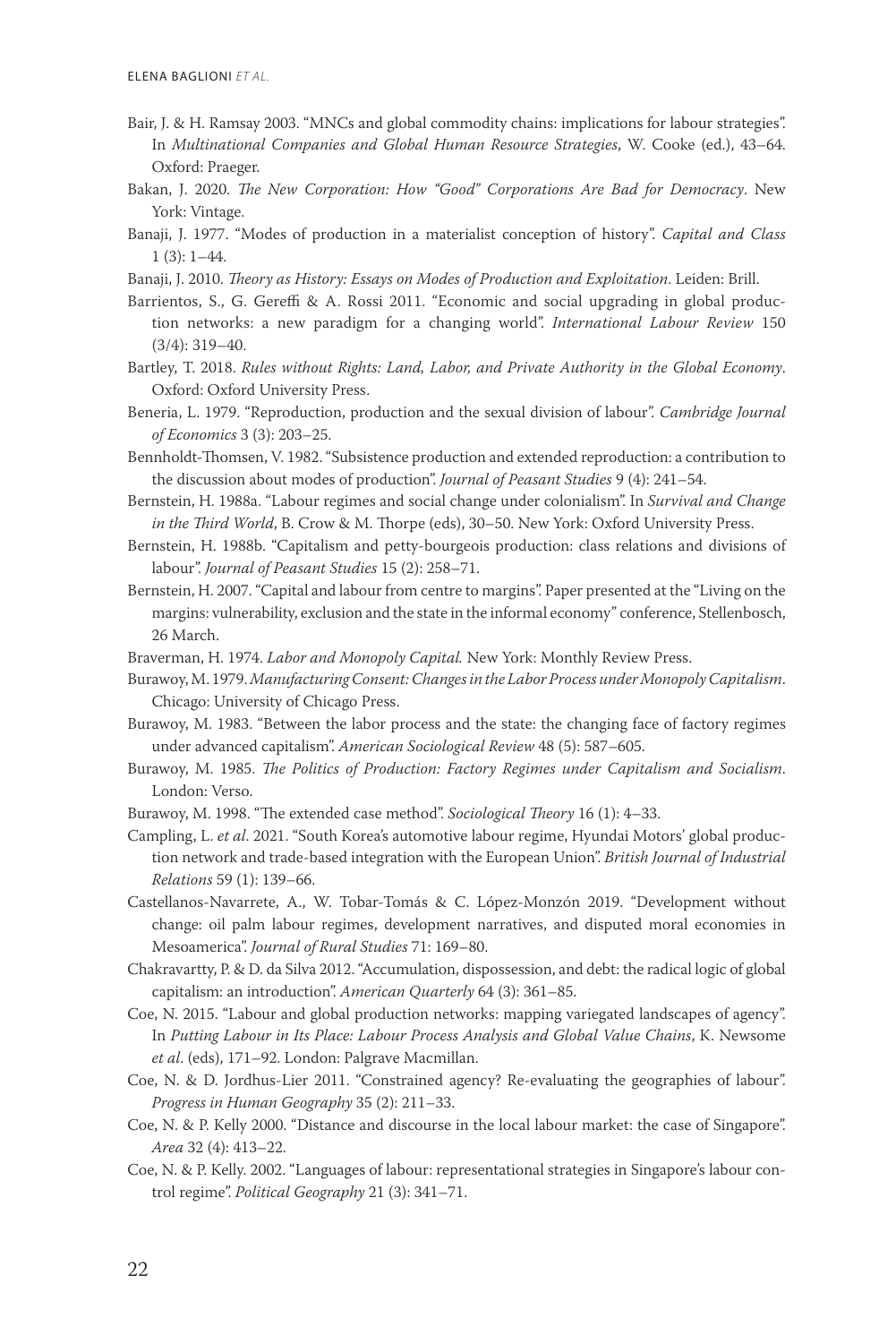Bair, J. & H. Ramsay 2003. "MNCs and global commodity chains: implications for labour strategies". In *Multinational Companies and Global Human Resource Strategies*, W. Cooke (ed.), 43–64. Oxford: Praeger.

Bakan, J. 2020. *The New Corporation: How "Good" Corporations Are Bad for Democracy*. New York: Vintage.

Banaji, J. 1977. "Modes of production in a materialist conception of history". *Capital and Class* 1 (3): 1–44.

Banaji, J. 2010. *Theory as History: Essays on Modes of Production and Exploitation*. Leiden: Brill.

Barrientos, S., G. Gereffi & A. Rossi 2011. "Economic and social upgrading in global production networks: a new paradigm for a changing world". *International Labour Review* 150 (3/4): 319–40.

Bartley, T. 2018. *Rules without Rights: Land, Labor, and Private Authority in the Global Economy*. Oxford: Oxford University Press.

Beneria, L. 1979. "Reproduction, production and the sexual division of labour". *Cambridge Journal of Economics* 3 (3): 203–25.

Bennholdt-Thomsen, V. 1982. "Subsistence production and extended reproduction: a contribution to the discussion about modes of production". *Journal of Peasant Studies* 9 (4): 241–54.

Bernstein, H. 1988a. "Labour regimes and social change under colonialism". In *Survival and Change in the Third World*, B. Crow & M. Thorpe (eds), 30–50. New York: Oxford University Press.

Bernstein, H. 1988b. "Capitalism and petty-bourgeois production: class relations and divisions of labour". *Journal of Peasant Studies* 15 (2): 258–71.

Bernstein, H. 2007. "Capital and labour from centre to margins". Paper presented at the "Living on the margins: vulnerability, exclusion and the state in the informal economy" conference, Stellenbosch, 26 March.

Braverman, H. 1974. *Labor and Monopoly Capital*. New York: Monthly Review Press.

Burawoy, M. 1979. *Manufacturing Consent: Changes in the Labor Process under Monopoly Capitalism*. Chicago: University of Chicago Press.

Burawoy, M. 1983. "Between the labor process and the state: the changing face of factory regimes under advanced capitalism". *American Sociological Review* 48 (5): 587–605.

Burawoy, M. 1985. *The Politics of Production: Factory Regimes under Capitalism and Socialism*. London: Verso.

Burawoy, M. 1998. "The extended case method". *Sociological Theory* 16 (1): 4–33.

Campling, L. *et al*. 2021. "South Korea's automotive labour regime, Hyundai Motors' global production network and trade-based integration with the European Union". *British Journal of Industrial Relations* 59 (1): 139–66.

Castellanos-Navarrete, A., W. Tobar-Tomás & C. López-Monzón 2019. "Development without change: oil palm labour regimes, development narratives, and disputed moral economies in Mesoamerica". *Journal of Rural Studies* 71: 169–80.

Chakravartty, P. & D. da Silva 2012. "Accumulation, dispossession, and debt: the radical logic of global capitalism: an introduction". *American Quarterly* 64 (3): 361–85.

Coe, N. 2015. "Labour and global production networks: mapping variegated landscapes of agency". In *Putting Labour in Its Place: Labour Process Analysis and Global Value Chains*, K. Newsome *et al*. (eds), 171–92. London: Palgrave Macmillan.

Coe, N. & D. Jordhus-Lier 2011. "Constrained agency? Re-evaluating the geographies of labour". *Progress in Human Geography* 35 (2): 211–33.

Coe, N. & P. Kelly 2000. "Distance and discourse in the local labour market: the case of Singapore". *Area* 32 (4): 413–22.

Coe, N. & P. Kelly. 2002. "Languages of labour: representational strategies in Singapore's labour control regime". *Political Geography* 21 (3): 341–71.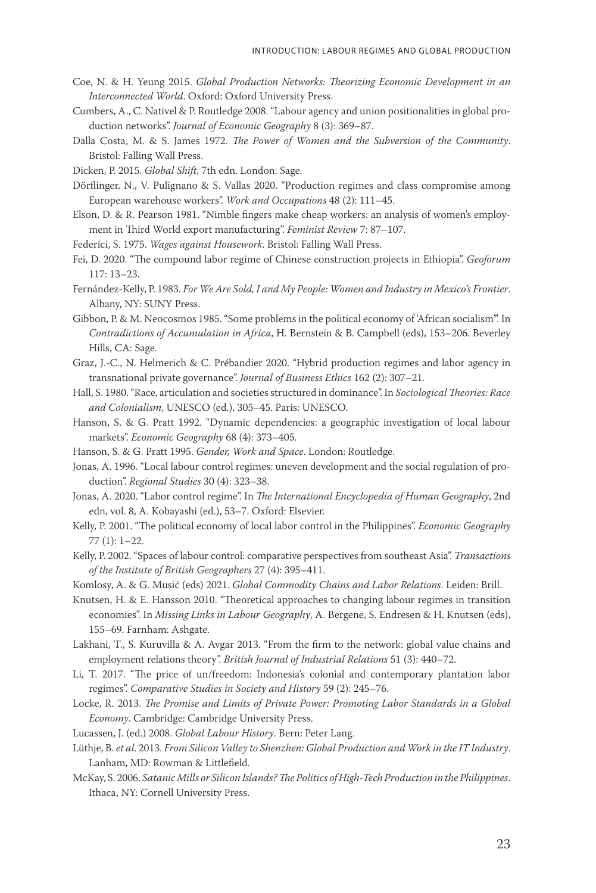Coe, N. & H. Yeung 2015. *Global Production Networks: Theorizing Economic Development in an Interconnected World*. Oxford: Oxford University Press.

Cumbers, A., C. Nativel & P. Routledge 2008. "Labour agency and union positionalities in global production networks". *Journal of Economic Geography* 8 (3): 369–87.

Dalla Costa, M. & S. James 1972. *The Power of Women and the Subversion of the Community*. Bristol: Falling Wall Press.

Dicken, P. 2015. *Global Shift*, 7th edn. London: Sage.

Dörflinger, N., V. Pulignano & S. Vallas 2020. "Production regimes and class compromise among European warehouse workers". *Work and Occupations* 48 (2): 111–45.

Elson, D. & R. Pearson 1981. "Nimble fingers make cheap workers: an analysis of women's employment in Third World export manufacturing". *Feminist Review* 7: 87–107.

Federici, S. 1975. *Wages against Housework*. Bristol: Falling Wall Press.

Fei, D. 2020. "The compound labor regime of Chinese construction projects in Ethiopia". *Geoforum* 117: 13–23.

Fernández-Kelly, P. 1983. *For We Are Sold, I and My People: Women and Industry in Mexico's Frontier*. Albany, NY: SUNY Press.

Gibbon, P. & M. Neocosmos 1985. "Some problems in the political economy of 'African socialism'". In *Contradictions of Accumulation in Africa*, H. Bernstein & B. Campbell (eds), 153–206. Beverley Hills, CA: Sage.

Graz, J.-C., N. Helmerich & C. Prébandier 2020. "Hybrid production regimes and labor agency in transnational private governance". *Journal of Business Ethics* 162 (2): 307–21.

Hall, S. 1980. "Race, articulation and societies structured in dominance". In *Sociological Theories: Race and Colonialism*, UNESCO (ed.), 305–45. Paris: UNESCO.

Hanson, S. & G. Pratt 1992. "Dynamic dependencies: a geographic investigation of local labour markets". *Economic Geography* 68 (4): 373–405.

Hanson, S. & G. Pratt 1995. *Gender, Work and Space*. London: Routledge.

Jonas, A. 1996. "Local labour control regimes: uneven development and the social regulation of production". *Regional Studies* 30 (4): 323–38.

Jonas, A. 2020. "Labor control regime". In *The International Encyclopedia of Human Geography*, 2nd edn, vol. 8, A. Kobayashi (ed.), 53–7. Oxford: Elsevier.

Kelly, P. 2001. "The political economy of local labor control in the Philippines". *Economic Geography* 77 (1): 1–22.

Kelly, P. 2002. "Spaces of labour control: comparative perspectives from southeast Asia". *Transactions of the Institute of British Geographers* 27 (4): 395–411.

Komlosy, A. & G. Musić (eds) 2021. *Global Commodity Chains and Labor Relations*. Leiden: Brill.

Knutsen, H. & E. Hansson 2010. "Theoretical approaches to changing labour regimes in transition economies". In *Missing Links in Labour Geography*, A. Bergene, S. Endresen & H. Knutsen (eds), 155–69. Farnham: Ashgate.

Lakhani, T., S. Kuruvilla & A. Avgar 2013. "From the firm to the network: global value chains and employment relations theory". *British Journal of Industrial Relations* 51 (3): 440–72.

Li, T. 2017. "The price of un/freedom: Indonesia's colonial and contemporary plantation labor regimes". *Comparative Studies in Society and History* 59 (2): 245–76.

Locke, R. 2013. *The Promise and Limits of Private Power: Promoting Labor Standards in a Global Economy*. Cambridge: Cambridge University Press.

Lucassen, J. (ed.) 2008. *Global Labour History*. Bern: Peter Lang.

Lüthje, B. *et al*. 2013. *From Silicon Valley to Shenzhen: Global Production and Work in the IT Industry*. Lanham, MD: Rowman & Littlefield.

McKay, S. 2006. *Satanic Mills or Silicon Islands? The Politics of High-Tech Production in the Philippines*. Ithaca, NY: Cornell University Press.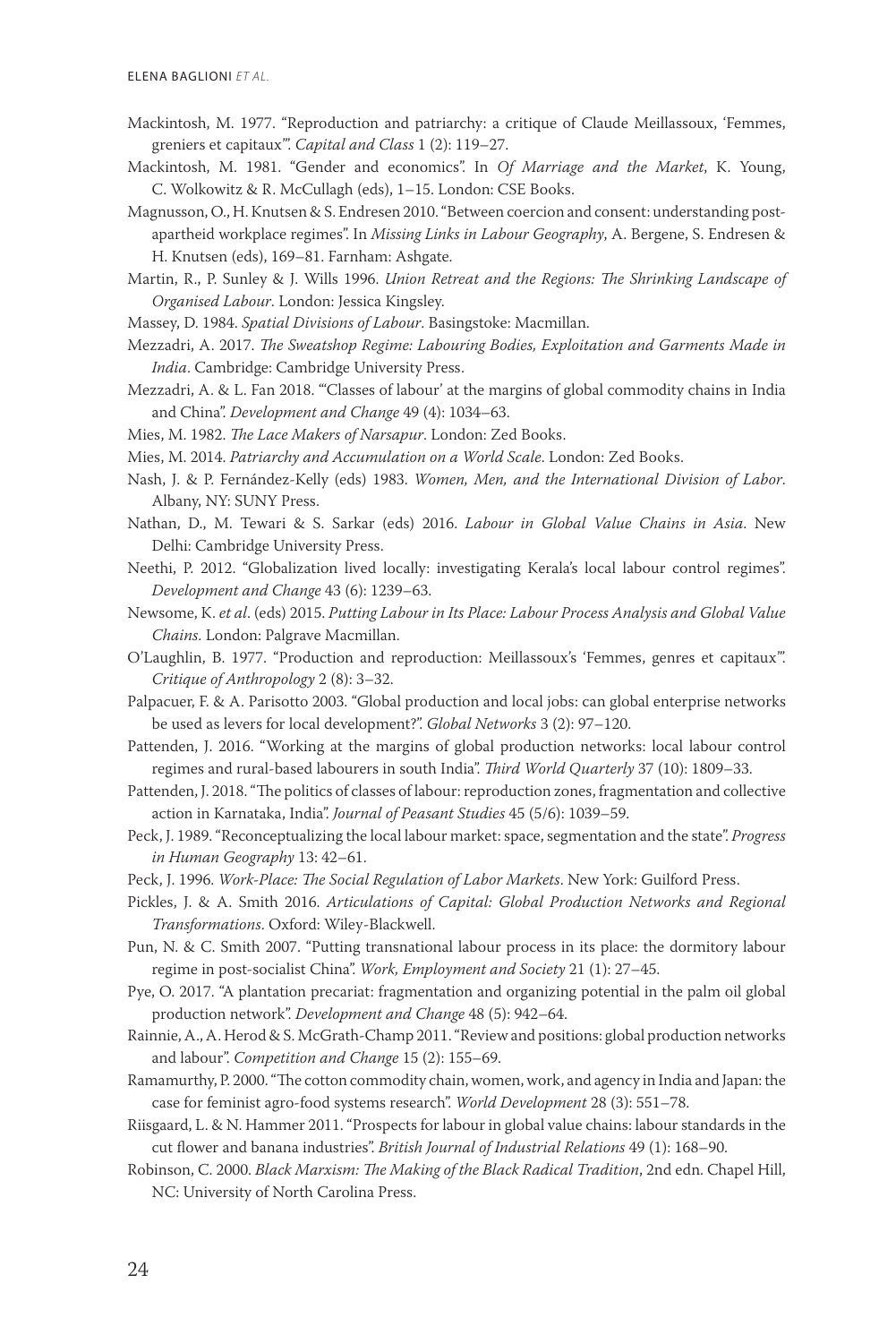Mackintosh, M. 1977. "Reproduction and patriarchy: a critique of Claude Meillassoux, 'Femmes, greniers et capitaux'". *Capital and Class* 1 (2): 119–27.

Mackintosh, M. 1981. "Gender and economics". In *Of Marriage and the Market*, K. Young, C. Wolkowitz & R. McCullagh (eds), 1–15. London: CSE Books.

Magnusson, O., H. Knutsen & S. Endresen 2010. "Between coercion and consent: understanding post-apartheid workplace regimes". In *Missing Links in Labour Geography*, A. Bergene, S. Endresen & H. Knutsen (eds), 169–81. Farnham: Ashgate.

Martin, R., P. Sunley & J. Wills 1996. *Union Retreat and the Regions: The Shrinking Landscape of Organised Labour*. London: Jessica Kingsley.

Massey, D. 1984. *Spatial Divisions of Labour*. Basingstoke: Macmillan.

Mezzadri, A. 2017. *The Sweatshop Regime: Labouring Bodies, Exploitation and Garments Made in India*. Cambridge: Cambridge University Press.

Mezzadri, A. & L. Fan 2018. "'Classes of labour' at the margins of global commodity chains in India and China". *Development and Change* 49 (4): 1034–63.

Mies, M. 1982. *The Lace Makers of Narsapur*. London: Zed Books.

Mies, M. 2014. *Patriarchy and Accumulation on a World Scale*. London: Zed Books.

Nash, J. & P. Fernández-Kelly (eds) 1983. *Women, Men, and the International Division of Labor*. Albany, NY: SUNY Press.

Nathan, D., M. Tewari & S. Sarkar (eds) 2016. *Labour in Global Value Chains in Asia*. New Delhi: Cambridge University Press.

Neethi, P. 2012. "Globalization lived locally: investigating Kerala's local labour control regimes". *Development and Change* 43 (6): 1239–63.

Newsome, K. *et al*. (eds) 2015. *Putting Labour in Its Place: Labour Process Analysis and Global Value Chains*. London: Palgrave Macmillan.

O'Laughlin, B. 1977. "Production and reproduction: Meillassoux's 'Femmes, genres et capitaux'". *Critique of Anthropology* 2 (8): 3–32.

Palpacuer, F. & A. Parisotto 2003. "Global production and local jobs: can global enterprise networks be used as levers for local development?". *Global Networks* 3 (2): 97–120.

Pattenden, J. 2016. "Working at the margins of global production networks: local labour control regimes and rural-based labourers in south India". *Third World Quarterly* 37 (10): 1809–33.

Pattenden, J. 2018. "The politics of classes of labour: reproduction zones, fragmentation and collective action in Karnataka, India". *Journal of Peasant Studies* 45 (5/6): 1039–59.

Peck, J. 1989. "Reconceptualizing the local labour market: space, segmentation and the state". *Progress in Human Geography* 13: 42–61.

Peck, J. 1996. *Work-Place: The Social Regulation of Labor Markets*. New York: Guilford Press.

Pickles, J. & A. Smith 2016. *Articulations of Capital: Global Production Networks and Regional Transformations*. Oxford: Wiley-Blackwell.

Pun, N. & C. Smith 2007. "Putting transnational labour process in its place: the dormitory labour regime in post-socialist China". *Work, Employment and Society* 21 (1): 27–45.

Pye, O. 2017. "A plantation precariat: fragmentation and organizing potential in the palm oil global production network". *Development and Change* 48 (5): 942–64.

Rainnie, A., A. Herod & S. McGrath-Champ 2011. "Review and positions: global production networks and labour". *Competition and Change* 15 (2): 155–69.

Ramamurthy, P. 2000. "The cotton commodity chain, women, work, and agency in India and Japan: the case for feminist agro-food systems research". *World Development* 28 (3): 551–78.

Riisgaard, L. & N. Hammer 2011. "Prospects for labour in global value chains: labour standards in the cut flower and banana industries". *British Journal of Industrial Relations* 49 (1): 168–90.

Robinson, C. 2000. *Black Marxism: The Making of the Black Radical Tradition*, 2nd edn. Chapel Hill, NC: University of North Carolina Press.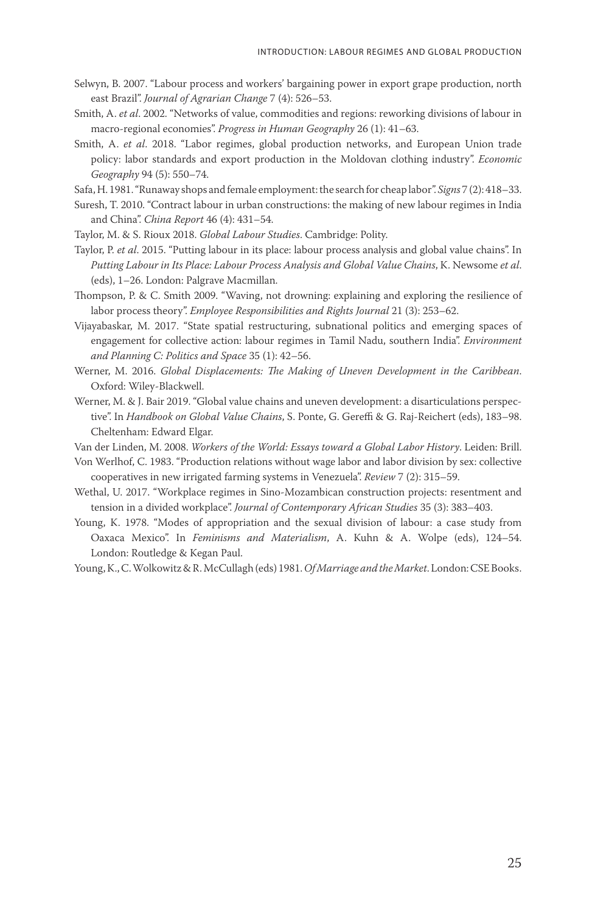Selwyn, B. 2007. "Labour process and workers' bargaining power in export grape production, north east Brazil". *Journal of Agrarian Change* 7 (4): 526–53.

Smith, A. *et al*. 2002. "Networks of value, commodities and regions: reworking divisions of labour in macro-regional economies". *Progress in Human Geography* 26 (1): 41–63.

Smith, A. *et al*. 2018. "Labor regimes, global production networks, and European Union trade policy: labor standards and export production in the Moldovan clothing industry". *Economic Geography* 94 (5): 550–74.

Safa, H. 1981. "Runaway shops and female employment: the search for cheap labor". *Signs* 7 (2): 418–33.

Suresh, T. 2010. "Contract labour in urban constructions: the making of new labour regimes in India and China". *China Report* 46 (4): 431–54.

Taylor, M. & S. Rioux 2018. *Global Labour Studies*. Cambridge: Polity.

Taylor, P. *et al*. 2015. "Putting labour in its place: labour process analysis and global value chains". In *Putting Labour in Its Place: Labour Process Analysis and Global Value Chains*, K. Newsome *et al*. (eds), 1–26. London: Palgrave Macmillan.

Thompson, P. & C. Smith 2009. "Waving, not drowning: explaining and exploring the resilience of labor process theory". *Employee Responsibilities and Rights Journal* 21 (3): 253–62.

Vijayabaskar, M. 2017. "State spatial restructuring, subnational politics and emerging spaces of engagement for collective action: labour regimes in Tamil Nadu, southern India". *Environment and Planning C: Politics and Space* 35 (1): 42–56.

Werner, M. 2016. *Global Displacements: The Making of Uneven Development in the Caribbean*. Oxford: Wiley-Blackwell.

Werner, M. & J. Bair 2019. "Global value chains and uneven development: a disarticulations perspective". In *Handbook on Global Value Chains*, S. Ponte, G. Gereffi & G. Raj-Reichert (eds), 183–98. Cheltenham: Edward Elgar.

Van der Linden, M. 2008. *Workers of the World: Essays toward a Global Labor History*. Leiden: Brill.

Von Werlhof, C. 1983. "Production relations without wage labor and labor division by sex: collective cooperatives in new irrigated farming systems in Venezuela". *Review* 7 (2): 315–59.

Wethal, U. 2017. "Workplace regimes in Sino-Mozambican construction projects: resentment and tension in a divided workplace". *Journal of Contemporary African Studies* 35 (3): 383–403.

Young, K. 1978. "Modes of appropriation and the sexual division of labour: a case study from Oaxaca Mexico". In *Feminisms and Materialism*, A. Kuhn & A. Wolpe (eds), 124–54. London: Routledge & Kegan Paul.

Young, K., C. Wolkowitz & R. McCullagh (eds) 1981. *Of Marriage and the Market*. London: CSE Books.